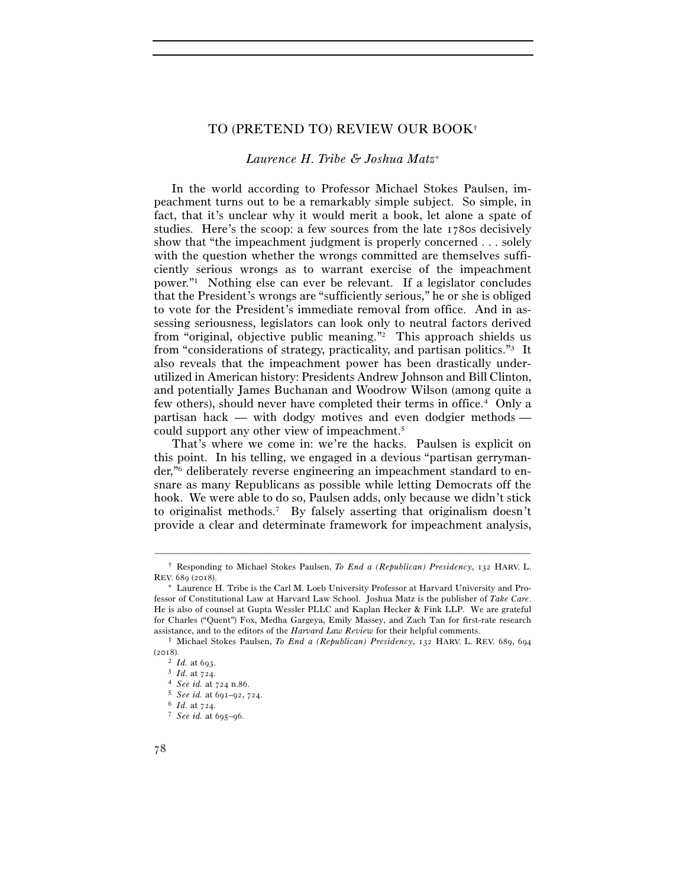# TO (PRETEND TO) REVIEW OUR BOOK[†]

*Laurence H. Tribe & Joshua Matz*[*]

In the world according to Professor Michael Stokes Paulsen, impeachment turns out to be a remarkably simple subject. So simple, in fact, that it's unclear why it would merit a book, let alone a spate of studies. Here's the scoop: a few sources from the late 1780s decisively show that "the impeachment judgment is properly concerned . . . solely with the question whether the wrongs committed are themselves sufficiently serious wrongs as to warrant exercise of the impeachment power."[1] Nothing else can ever be relevant. If a legislator concludes that the President's wrongs are "sufficiently serious," he or she is obliged to vote for the President's immediate removal from office. And in assessing seriousness, legislators can look only to neutral factors derived from "original, objective public meaning."[2] This approach shields us from "considerations of strategy, practicality, and partisan politics."[3] It also reveals that the impeachment power has been drastically underutilized in American history: Presidents Andrew Johnson and Bill Clinton, and potentially James Buchanan and Woodrow Wilson (among quite a few others), should never have completed their terms in office.[4] Only a partisan hack — with dodgy motives and even dodgier methods — could support any other view of impeachment.[5]

That's where we come in: we're the hacks. Paulsen is explicit on this point. In his telling, we engaged in a devious "partisan gerrymander,"[6] deliberately reverse engineering an impeachment standard to ensnare as many Republicans as possible while letting Democrats off the hook. We were able to do so, Paulsen adds, only because we didn't stick to originalist methods.[7] By falsely asserting that originalism doesn't provide a clear and determinate framework for impeachment analysis,

---

† Responding to Michael Stokes Paulsen, *To End a (Republican) Presidency*, 132 HARV. L. REV. 689 (2018).

* Laurence H. Tribe is the Carl M. Loeb University Professor at Harvard University and Professor of Constitutional Law at Harvard Law School. Joshua Matz is the publisher of *Take Care*. He is also of counsel at Gupta Wessler PLLC and Kaplan Hecker & Fink LLP. We are grateful for Charles ("Quent") Fox, Medha Gargeya, Emily Massey, and Zach Tan for first-rate research assistance, and to the editors of the *Harvard Law Review* for their helpful comments.

1 Michael Stokes Paulsen, *To End a (Republican) Presidency*, 132 HARV. L. REV. 689, 694 (2018).

2 *Id.* at 693.

3 *Id.* at 724.

4 *See id.* at 724 n.86.

5 *See id.* at 691–92, 724.

6 *Id.* at 724.

7 *See id.* at 695–96.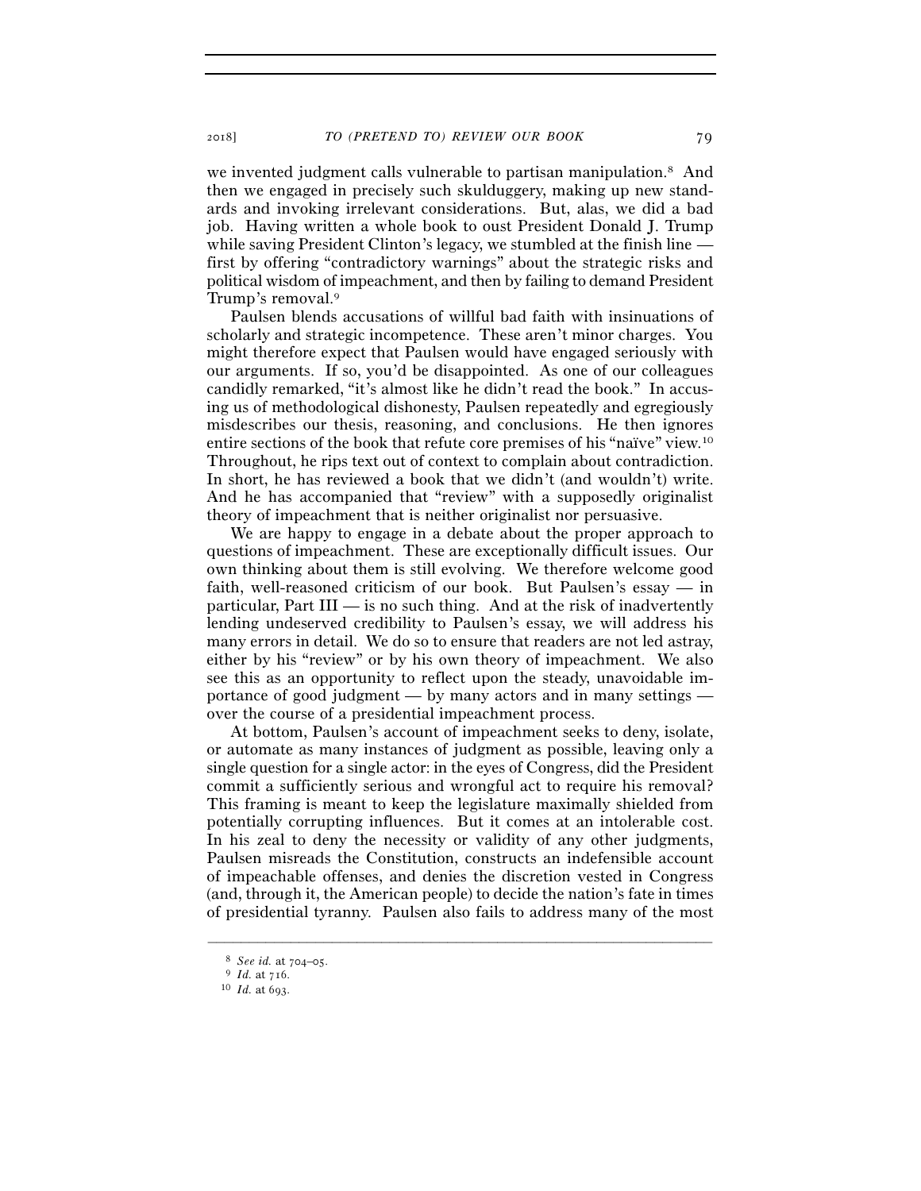we invented judgment calls vulnerable to partisan manipulation.[8] And then we engaged in precisely such skulduggery, making up new standards and invoking irrelevant considerations. But, alas, we did a bad job. Having written a whole book to oust President Donald J. Trump while saving President Clinton's legacy, we stumbled at the finish line — first by offering "contradictory warnings" about the strategic risks and political wisdom of impeachment, and then by failing to demand President Trump's removal.[9]

Paulsen blends accusations of willful bad faith with insinuations of scholarly and strategic incompetence. These aren't minor charges. You might therefore expect that Paulsen would have engaged seriously with our arguments. If so, you'd be disappointed. As one of our colleagues candidly remarked, "it's almost like he didn't read the book." In accusing us of methodological dishonesty, Paulsen repeatedly and egregiously misdescribes our thesis, reasoning, and conclusions. He then ignores entire sections of the book that refute core premises of his "naïve" view.[10] Throughout, he rips text out of context to complain about contradiction. In short, he has reviewed a book that we didn't (and wouldn't) write. And he has accompanied that "review" with a supposedly originalist theory of impeachment that is neither originalist nor persuasive.

We are happy to engage in a debate about the proper approach to questions of impeachment. These are exceptionally difficult issues. Our own thinking about them is still evolving. We therefore welcome good faith, well-reasoned criticism of our book. But Paulsen's essay — in particular, Part III — is no such thing. And at the risk of inadvertently lending undeserved credibility to Paulsen's essay, we will address his many errors in detail. We do so to ensure that readers are not led astray, either by his "review" or by his own theory of impeachment. We also see this as an opportunity to reflect upon the steady, unavoidable importance of good judgment — by many actors and in many settings — over the course of a presidential impeachment process.

At bottom, Paulsen's account of impeachment seeks to deny, isolate, or automate as many instances of judgment as possible, leaving only a single question for a single actor: in the eyes of Congress, did the President commit a sufficiently serious and wrongful act to require his removal? This framing is meant to keep the legislature maximally shielded from potentially corrupting influences. But it comes at an intolerable cost. In his zeal to deny the necessity or validity of any other judgments, Paulsen misreads the Constitution, constructs an indefensible account of impeachable offenses, and denies the discretion vested in Congress (and, through it, the American people) to decide the nation's fate in times of presidential tyranny. Paulsen also fails to address many of the most

---

[8] *See id.* at 704–05.

[9] *Id.* at 716.

[10] *Id.* at 693.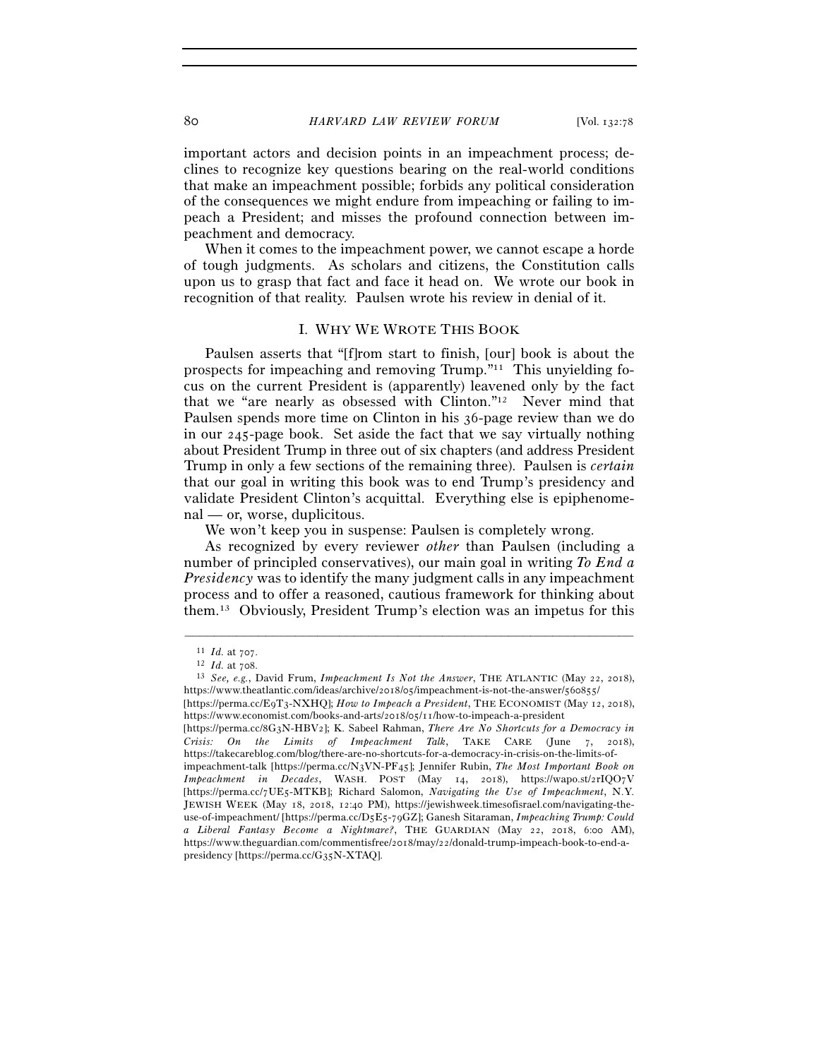important actors and decision points in an impeachment process; declines to recognize key questions bearing on the real-world conditions that make an impeachment possible; forbids any political consideration of the consequences we might endure from impeaching or failing to impeach a President; and misses the profound connection between impeachment and democracy.

When it comes to the impeachment power, we cannot escape a horde of tough judgments. As scholars and citizens, the Constitution calls upon us to grasp that fact and face it head on. We wrote our book in recognition of that reality. Paulsen wrote his review in denial of it.

## I. WHY WE WROTE THIS BOOK

Paulsen asserts that "[f]rom start to finish, [our] book is about the prospects for impeaching and removing Trump."[11] This unyielding focus on the current President is (apparently) leavened only by the fact that we "are nearly as obsessed with Clinton."[12] Never mind that Paulsen spends more time on Clinton in his 36-page review than we do in our 245-page book. Set aside the fact that we say virtually nothing about President Trump in three out of six chapters (and address President Trump in only a few sections of the remaining three). Paulsen is *certain* that our goal in writing this book was to end Trump's presidency and validate President Clinton's acquittal. Everything else is epiphenomenal — or, worse, duplicitous.

We won't keep you in suspense: Paulsen is completely wrong.

As recognized by every reviewer *other* than Paulsen (including a number of principled conservatives), our main goal in writing *To End a Presidency* was to identify the many judgment calls in any impeachment process and to offer a reasoned, cautious framework for thinking about them.[13] Obviously, President Trump's election was an impetus for this

---

[11] *Id.* at 707.

[12] *Id.* at 708.

[13] *See, e.g.*, David Frum, *Impeachment Is Not the Answer*, THE ATLANTIC (May 22, 2018), https://www.theatlantic.com/ideas/archive/2018/05/impeachment-is-not-the-answer/560855/ [https://perma.cc/E9T3-NXHQ]; *How to Impeach a President*, THE ECONOMIST (May 12, 2018), https://www.economist.com/books-and-arts/2018/05/11/how-to-impeach-a-president [https://perma.cc/8G3N-HBV2]; K. Sabeel Rahman, *There Are No Shortcuts for a Democracy in Crisis: On the Limits of Impeachment Talk*, TAKE CARE (June 7, 2018), https://takecareblog.com/blog/there-are-no-shortcuts-for-a-democracy-in-crisis-on-the-limits-of-impeachment-talk [https://perma.cc/N3VN-PF45]; Jennifer Rubin, *The Most Important Book on Impeachment in Decades*, WASH. POST (May 14, 2018), https://wapo.st/2rIQO7V [https://perma.cc/7UE5-MTKB]; Richard Salomon, *Navigating the Use of Impeachment*, N.Y. JEWISH WEEK (May 18, 2018, 12:40 PM), https://jewishweek.timesofisrael.com/navigating-the-use-of-impeachment/ [https://perma.cc/D5E5-79GZ]; Ganesh Sitaraman, *Impeaching Trump: Could a Liberal Fantasy Become a Nightmare?*, THE GUARDIAN (May 22, 2018, 6:00 AM), https://www.theguardian.com/commentisfree/2018/may/22/donald-trump-impeach-book-to-end-a-presidency [https://perma.cc/G35N-XTAQ].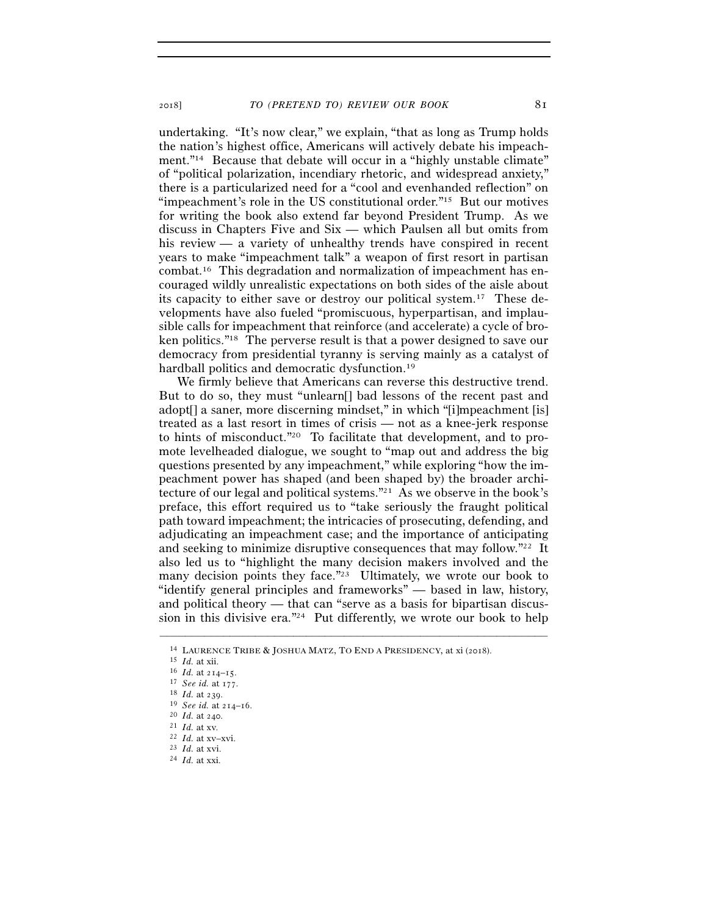undertaking. "It's now clear," we explain, "that as long as Trump holds the nation's highest office, Americans will actively debate his impeachment."[14] Because that debate will occur in a "highly unstable climate" of "political polarization, incendiary rhetoric, and widespread anxiety," there is a particularized need for a "cool and evenhanded reflection" on "impeachment's role in the US constitutional order."[15] But our motives for writing the book also extend far beyond President Trump. As we discuss in Chapters Five and Six — which Paulsen all but omits from his review — a variety of unhealthy trends have conspired in recent years to make "impeachment talk" a weapon of first resort in partisan combat.[16] This degradation and normalization of impeachment has encouraged wildly unrealistic expectations on both sides of the aisle about its capacity to either save or destroy our political system.[17] These developments have also fueled "promiscuous, hyperpartisan, and implausible calls for impeachment that reinforce (and accelerate) a cycle of broken politics."[18] The perverse result is that a power designed to save our democracy from presidential tyranny is serving mainly as a catalyst of hardball politics and democratic dysfunction.[19]

We firmly believe that Americans can reverse this destructive trend. But to do so, they must "unlearn[] bad lessons of the recent past and adopt[] a saner, more discerning mindset," in which "[i]mpeachment [is] treated as a last resort in times of crisis — not as a knee-jerk response to hints of misconduct."[20] To facilitate that development, and to promote levelheaded dialogue, we sought to "map out and address the big questions presented by any impeachment," while exploring "how the impeachment power has shaped (and been shaped by) the broader architecture of our legal and political systems."[21] As we observe in the book's preface, this effort required us to "take seriously the fraught political path toward impeachment; the intricacies of prosecuting, defending, and adjudicating an impeachment case; and the importance of anticipating and seeking to minimize disruptive consequences that may follow."[22] It also led us to "highlight the many decision makers involved and the many decision points they face."[23] Ultimately, we wrote our book to "identify general principles and frameworks" — based in law, history, and political theory — that can "serve as a basis for bipartisan discussion in this divisive era."[24] Put differently, we wrote our book to help

---

[14] LAURENCE TRIBE & JOSHUA MATZ, TO END A PRESIDENCY, at xi (2018).

[15] *Id.* at xii.

[16] *Id.* at 214–15.

[17] *See id.* at 177.

[18] *Id.* at 239.

[19] *See id.* at 214–16.

[20] *Id.* at 240.

[21] *Id.* at xv.

[22] *Id.* at xv–xvi.

[23] *Id.* at xvi.

[24] *Id.* at xxi.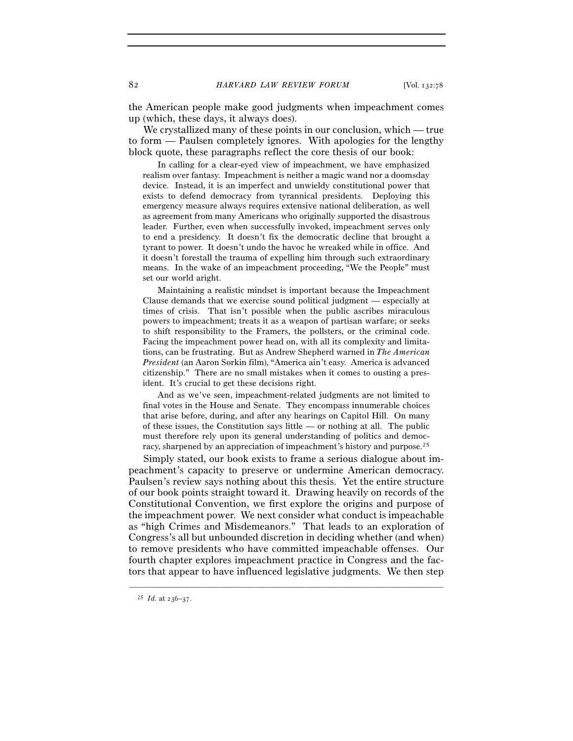the American people make good judgments when impeachment comes up (which, these days, it always does).

We crystallized many of these points in our conclusion, which — true to form — Paulsen completely ignores. With apologies for the lengthy block quote, these paragraphs reflect the core thesis of our book:

> In calling for a clear-eyed view of impeachment, we have emphasized realism over fantasy. Impeachment is neither a magic wand nor a doomsday device. Instead, it is an imperfect and unwieldy constitutional power that exists to defend democracy from tyrannical presidents. Deploying this emergency measure always requires extensive national deliberation, as well as agreement from many Americans who originally supported the disastrous leader. Further, even when successfully invoked, impeachment serves only to end a presidency. It doesn't fix the democratic decline that brought a tyrant to power. It doesn't undo the havoc he wreaked while in office. And it doesn't forestall the trauma of expelling him through such extraordinary means. In the wake of an impeachment proceeding, "We the People" must set our world aright.
>
> Maintaining a realistic mindset is important because the Impeachment Clause demands that we exercise sound political judgment — especially at times of crisis. That isn't possible when the public ascribes miraculous powers to impeachment; treats it as a weapon of partisan warfare; or seeks to shift responsibility to the Framers, the pollsters, or the criminal code. Facing the impeachment power head on, with all its complexity and limitations, can be frustrating. But as Andrew Shepherd warned in *The American President* (an Aaron Sorkin film), "America ain't easy. America is advanced citizenship." There are no small mistakes when it comes to ousting a president. It's crucial to get these decisions right.
>
> And as we've seen, impeachment-related judgments are not limited to final votes in the House and Senate. They encompass innumerable choices that arise before, during, and after any hearings on Capitol Hill. On many of these issues, the Constitution says little — or nothing at all. The public must therefore rely upon its general understanding of politics and democracy, sharpened by an appreciation of impeachment's history and purpose.[25]

Simply stated, our book exists to frame a serious dialogue about impeachment's capacity to preserve or undermine American democracy. Paulsen's review says nothing about this thesis. Yet the entire structure of our book points straight toward it. Drawing heavily on records of the Constitutional Convention, we first explore the origins and purpose of the impeachment power. We next consider what conduct is impeachable as "high Crimes and Misdemeanors." That leads to an exploration of Congress's all but unbounded discretion in deciding whether (and when) to remove presidents who have committed impeachable offenses. Our fourth chapter explores impeachment practice in Congress and the factors that appear to have influenced legislative judgments. We then step

---

[25] *Id.* at 236–37.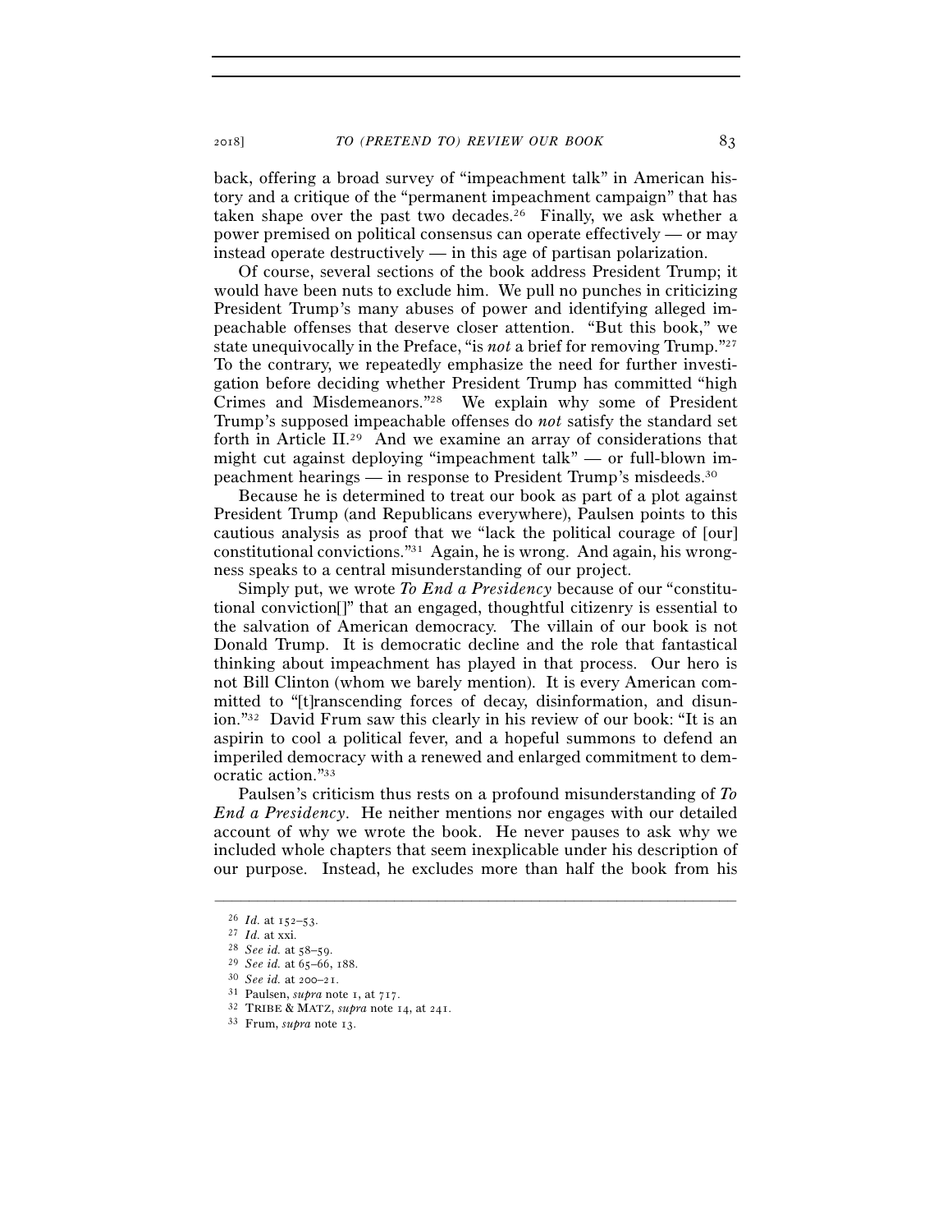back, offering a broad survey of "impeachment talk" in American history and a critique of the "permanent impeachment campaign" that has taken shape over the past two decades.[26] Finally, we ask whether a power premised on political consensus can operate effectively — or may instead operate destructively — in this age of partisan polarization.

Of course, several sections of the book address President Trump; it would have been nuts to exclude him. We pull no punches in criticizing President Trump's many abuses of power and identifying alleged impeachable offenses that deserve closer attention. "But this book," we state unequivocally in the Preface, "is *not* a brief for removing Trump."[27] To the contrary, we repeatedly emphasize the need for further investigation before deciding whether President Trump has committed "high Crimes and Misdemeanors."[28] We explain why some of President Trump's supposed impeachable offenses do *not* satisfy the standard set forth in Article II.[29] And we examine an array of considerations that might cut against deploying "impeachment talk" — or full-blown impeachment hearings — in response to President Trump's misdeeds.[30]

Because he is determined to treat our book as part of a plot against President Trump (and Republicans everywhere), Paulsen points to this cautious analysis as proof that we "lack the political courage of [our] constitutional convictions."[31] Again, he is wrong. And again, his wrongness speaks to a central misunderstanding of our project.

Simply put, we wrote *To End a Presidency* because of our "constitutional conviction[]" that an engaged, thoughtful citizenry is essential to the salvation of American democracy. The villain of our book is not Donald Trump. It is democratic decline and the role that fantastical thinking about impeachment has played in that process. Our hero is not Bill Clinton (whom we barely mention). It is every American committed to "[t]ranscending forces of decay, disinformation, and disunion."[32] David Frum saw this clearly in his review of our book: "It is an aspirin to cool a political fever, and a hopeful summons to defend an imperiled democracy with a renewed and enlarged commitment to democratic action."[33]

Paulsen's criticism thus rests on a profound misunderstanding of *To End a Presidency*. He neither mentions nor engages with our detailed account of why we wrote the book. He never pauses to ask why we included whole chapters that seem inexplicable under his description of our purpose. Instead, he excludes more than half the book from his

---

[26] *Id.* at 152–53.

[27] *Id.* at xxi.

[28] *See id.* at 58–59.

[29] *See id.* at 65–66, 188.

[30] *See id.* at 200–21.

[31] Paulsen, *supra* note 1, at 717.

[32] TRIBE & MATZ, *supra* note 14, at 241.

[33] Frum, *supra* note 13.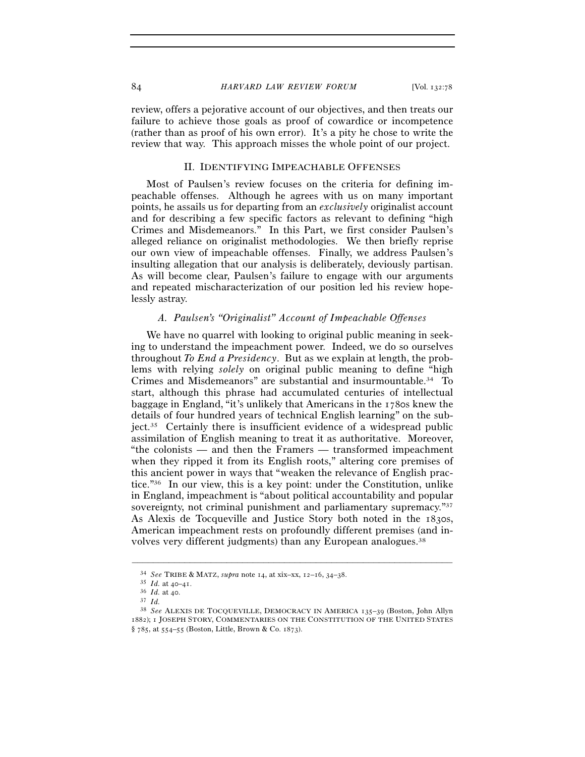review, offers a pejorative account of our objectives, and then treats our failure to achieve those goals as proof of cowardice or incompetence (rather than as proof of his own error). It's a pity he chose to write the review that way. This approach misses the whole point of our project.

## II. Identifying Impeachable Offenses

Most of Paulsen's review focuses on the criteria for defining impeachable offenses. Although he agrees with us on many important points, he assails us for departing from an *exclusively* originalist account and for describing a few specific factors as relevant to defining "high Crimes and Misdemeanors." In this Part, we first consider Paulsen's alleged reliance on originalist methodologies. We then briefly reprise our own view of impeachable offenses. Finally, we address Paulsen's insulting allegation that our analysis is deliberately, deviously partisan. As will become clear, Paulsen's failure to engage with our arguments and repeated mischaracterization of our position led his review hopelessly astray.

### *A. Paulsen's "Originalist" Account of Impeachable Offenses*

We have no quarrel with looking to original public meaning in seeking to understand the impeachment power. Indeed, we do so ourselves throughout *To End a Presidency*. But as we explain at length, the problems with relying *solely* on original public meaning to define "high Crimes and Misdemeanors" are substantial and insurmountable.[34] To start, although this phrase had accumulated centuries of intellectual baggage in England, "it's unlikely that Americans in the 1780s knew the details of four hundred years of technical English learning" on the subject.[35] Certainly there is insufficient evidence of a widespread public assimilation of English meaning to treat it as authoritative. Moreover, "the colonists — and then the Framers — transformed impeachment when they ripped it from its English roots," altering core premises of this ancient power in ways that "weaken the relevance of English practice."[36] In our view, this is a key point: under the Constitution, unlike in England, impeachment is "about political accountability and popular sovereignty, not criminal punishment and parliamentary supremacy."[37] As Alexis de Tocqueville and Justice Story both noted in the 1830s, American impeachment rests on profoundly different premises (and involves very different judgments) than any European analogues.[38]

---

[34] *See* Tribe & Matz, *supra* note 14, at xix–xx, 12–16, 34–38.

[35] *Id.* at 40–41.

[36] *Id.* at 40.

[37] *Id.*

[38] *See* Alexis de Tocqueville, Democracy in America 135–39 (Boston, John Allyn 1882); 1 Joseph Story, Commentaries on the Constitution of the United States § 785, at 554–55 (Boston, Little, Brown & Co. 1873).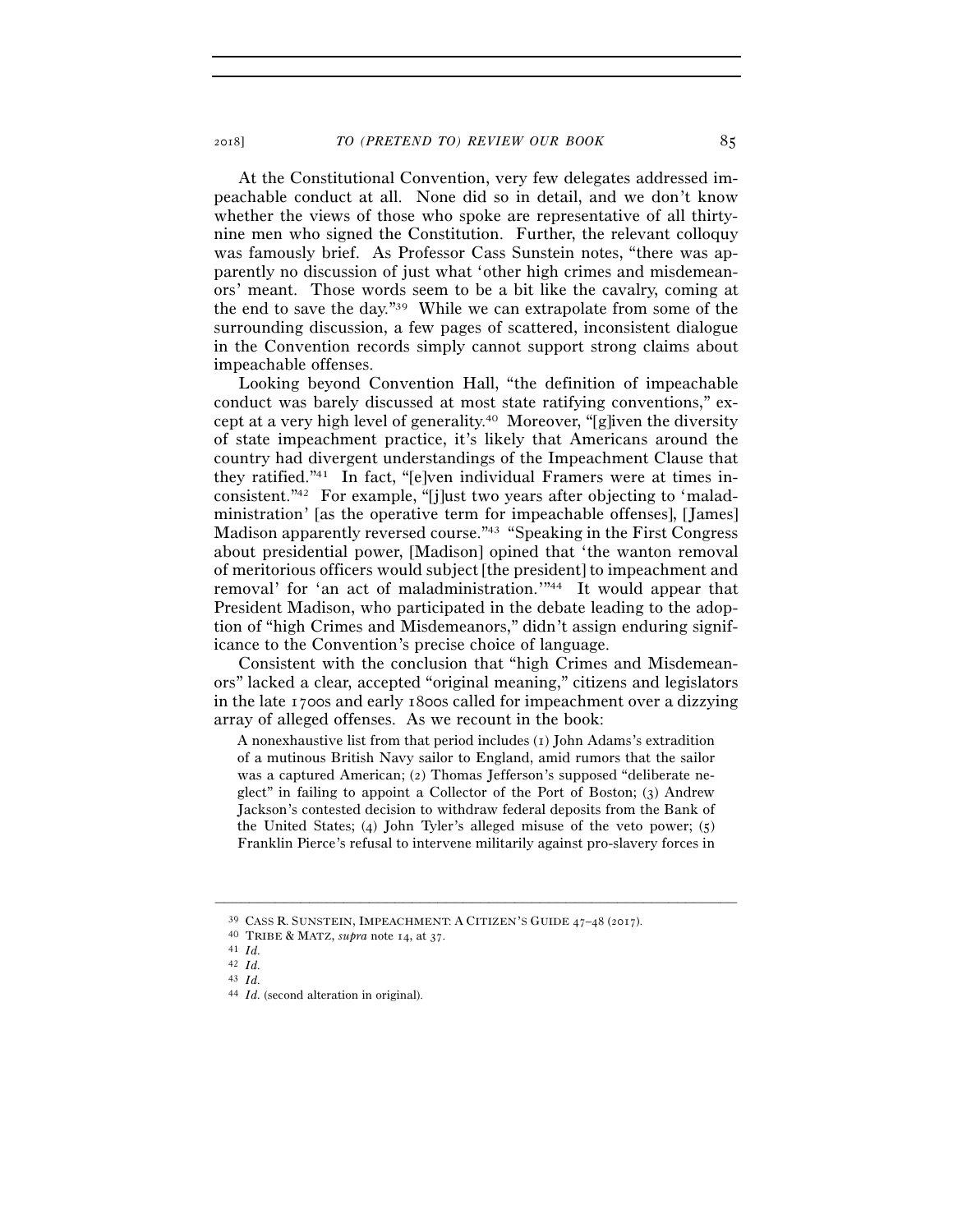At the Constitutional Convention, very few delegates addressed impeachable conduct at all. None did so in detail, and we don't know whether the views of those who spoke are representative of all thirty-nine men who signed the Constitution. Further, the relevant colloquy was famously brief. As Professor Cass Sunstein notes, "there was apparently no discussion of just what 'other high crimes and misdemeanors' meant. Those words seem to be a bit like the cavalry, coming at the end to save the day."[39] While we can extrapolate from some of the surrounding discussion, a few pages of scattered, inconsistent dialogue in the Convention records simply cannot support strong claims about impeachable offenses.

Looking beyond Convention Hall, "the definition of impeachable conduct was barely discussed at most state ratifying conventions," except at a very high level of generality.[40] Moreover, "[g]iven the diversity of state impeachment practice, it's likely that Americans around the country had divergent understandings of the Impeachment Clause that they ratified."[41] In fact, "[e]ven individual Framers were at times inconsistent."[42] For example, "[j]ust two years after objecting to 'maladministration' [as the operative term for impeachable offenses], [James] Madison apparently reversed course."[43] "Speaking in the First Congress about presidential power, [Madison] opined that 'the wanton removal of meritorious officers would subject [the president] to impeachment and removal' for 'an act of maladministration.'"[44] It would appear that President Madison, who participated in the debate leading to the adoption of "high Crimes and Misdemeanors," didn't assign enduring significance to the Convention's precise choice of language.

Consistent with the conclusion that "high Crimes and Misdemeanors" lacked a clear, accepted "original meaning," citizens and legislators in the late 1700s and early 1800s called for impeachment over a dizzying array of alleged offenses. As we recount in the book:

> A nonexhaustive list from that period includes (1) John Adams's extradition of a mutinous British Navy sailor to England, amid rumors that the sailor was a captured American; (2) Thomas Jefferson's supposed "deliberate neglect" in failing to appoint a Collector of the Port of Boston; (3) Andrew Jackson's contested decision to withdraw federal deposits from the Bank of the United States; (4) John Tyler's alleged misuse of the veto power; (5) Franklin Pierce's refusal to intervene militarily against pro-slavery forces in

---

[39] Cass R. Sunstein, Impeachment: A Citizen's Guide 47–48 (2017).

[40] Tribe & Matz, *supra* note 14, at 37.

[41] *Id.*

[42] *Id.*

[43] *Id.*

[44] *Id.* (second alteration in original).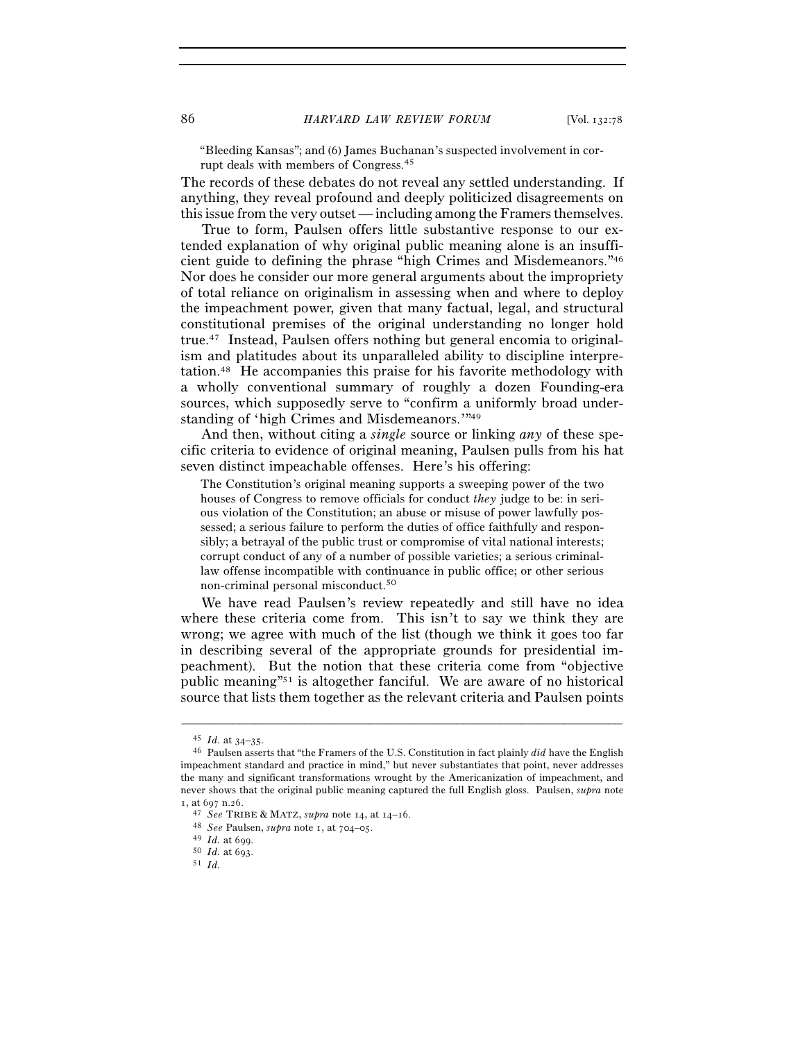"Bleeding Kansas"; and (6) James Buchanan's suspected involvement in corrupt deals with members of Congress.[45]

The records of these debates do not reveal any settled understanding. If anything, they reveal profound and deeply politicized disagreements on this issue from the very outset — including among the Framers themselves.

True to form, Paulsen offers little substantive response to our extended explanation of why original public meaning alone is an insufficient guide to defining the phrase "high Crimes and Misdemeanors."[46] Nor does he consider our more general arguments about the impropriety of total reliance on originalism in assessing when and where to deploy the impeachment power, given that many factual, legal, and structural constitutional premises of the original understanding no longer hold true.[47] Instead, Paulsen offers nothing but general encomia to originalism and platitudes about its unparalleled ability to discipline interpretation.[48] He accompanies this praise for his favorite methodology with a wholly conventional summary of roughly a dozen Founding-era sources, which supposedly serve to "confirm a uniformly broad understanding of 'high Crimes and Misdemeanors.'"[49]

And then, without citing a *single* source or linking *any* of these specific criteria to evidence of original meaning, Paulsen pulls from his hat seven distinct impeachable offenses. Here's his offering:

> The Constitution's original meaning supports a sweeping power of the two houses of Congress to remove officials for conduct *they* judge to be: in serious violation of the Constitution; an abuse or misuse of power lawfully possessed; a serious failure to perform the duties of office faithfully and responsibly; a betrayal of the public trust or compromise of vital national interests; corrupt conduct of any of a number of possible varieties; a serious criminal-law offense incompatible with continuance in public office; or other serious non-criminal personal misconduct.[50]

We have read Paulsen's review repeatedly and still have no idea where these criteria come from. This isn't to say we think they are wrong; we agree with much of the list (though we think it goes too far in describing several of the appropriate grounds for presidential impeachment). But the notion that these criteria come from "objective public meaning"[51] is altogether fanciful. We are aware of no historical source that lists them together as the relevant criteria and Paulsen points

---

[45] *Id.* at 34–35.

[46] Paulsen asserts that "the Framers of the U.S. Constitution in fact plainly *did* have the English impeachment standard and practice in mind," but never substantiates that point, never addresses the many and significant transformations wrought by the Americanization of impeachment, and never shows that the original public meaning captured the full English gloss. Paulsen, *supra* note 1, at 697 n.26.

[47] *See* TRIBE & MATZ, *supra* note 14, at 14–16.

[48] *See* Paulsen, *supra* note 1, at 704–05.

[49] *Id.* at 699.

[50] *Id.* at 693.

[51] *Id.*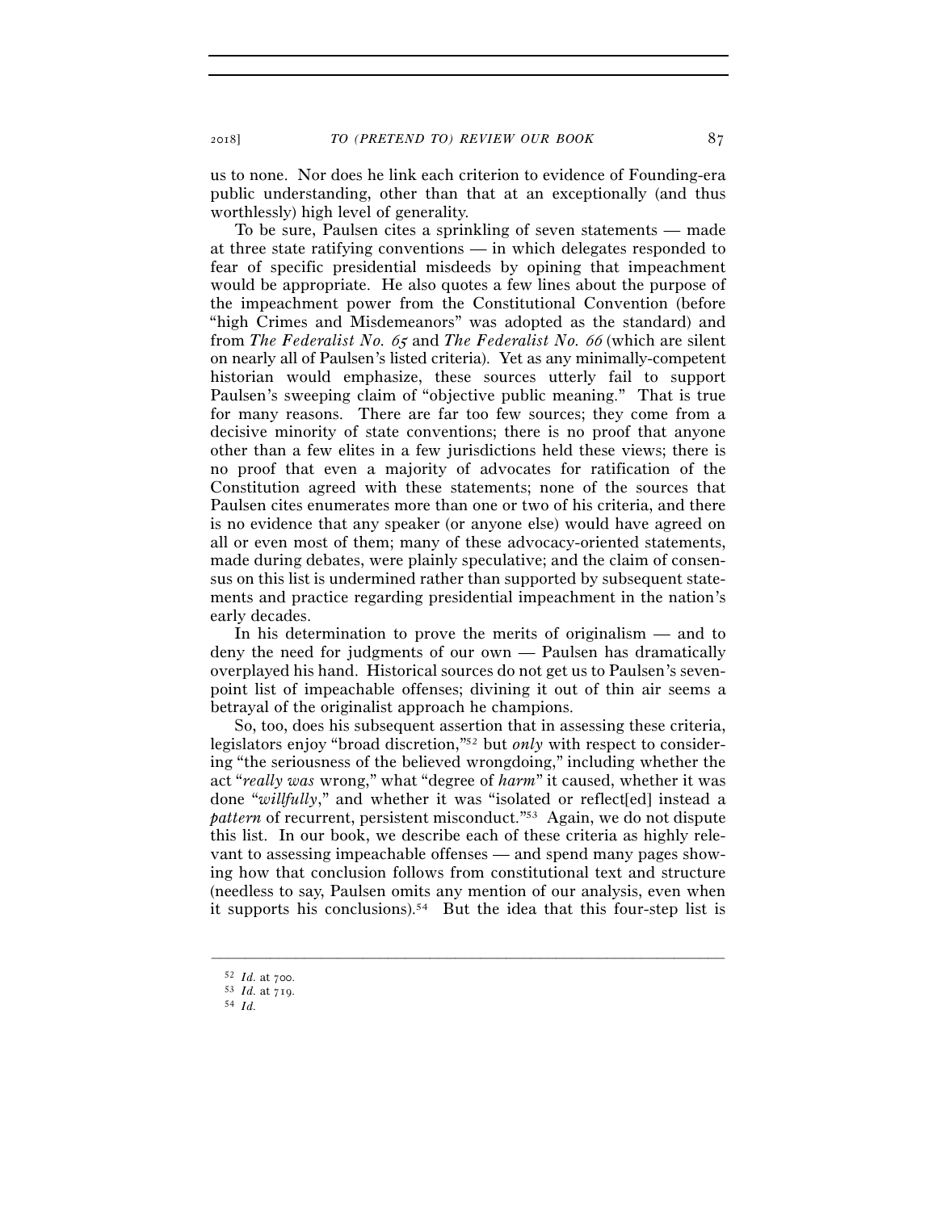us to none. Nor does he link each criterion to evidence of Founding-era public understanding, other than that at an exceptionally (and thus worthlessly) high level of generality.

To be sure, Paulsen cites a sprinkling of seven statements — made at three state ratifying conventions — in which delegates responded to fear of specific presidential misdeeds by opining that impeachment would be appropriate. He also quotes a few lines about the purpose of the impeachment power from the Constitutional Convention (before "high Crimes and Misdemeanors" was adopted as the standard) and from *The Federalist No. 65* and *The Federalist No. 66* (which are silent on nearly all of Paulsen's listed criteria). Yet as any minimally-competent historian would emphasize, these sources utterly fail to support Paulsen's sweeping claim of "objective public meaning." That is true for many reasons. There are far too few sources; they come from a decisive minority of state conventions; there is no proof that anyone other than a few elites in a few jurisdictions held these views; there is no proof that even a majority of advocates for ratification of the Constitution agreed with these statements; none of the sources that Paulsen cites enumerates more than one or two of his criteria, and there is no evidence that any speaker (or anyone else) would have agreed on all or even most of them; many of these advocacy-oriented statements, made during debates, were plainly speculative; and the claim of consensus on this list is undermined rather than supported by subsequent statements and practice regarding presidential impeachment in the nation's early decades.

In his determination to prove the merits of originalism — and to deny the need for judgments of our own — Paulsen has dramatically overplayed his hand. Historical sources do not get us to Paulsen's seven-point list of impeachable offenses; divining it out of thin air seems a betrayal of the originalist approach he champions.

So, too, does his subsequent assertion that in assessing these criteria, legislators enjoy "broad discretion,"[52] but *only* with respect to considering "the seriousness of the believed wrongdoing," including whether the act "*really was* wrong," what "degree of *harm*" it caused, whether it was done "*willfully*," and whether it was "isolated or reflect[ed] instead a *pattern* of recurrent, persistent misconduct."[53] Again, we do not dispute this list. In our book, we describe each of these criteria as highly relevant to assessing impeachable offenses — and spend many pages showing how that conclusion follows from constitutional text and structure (needless to say, Paulsen omits any mention of our analysis, even when it supports his conclusions).[54] But the idea that this four-step list is

---

[52] *Id.* at 700.

[53] *Id.* at 719.

[54] *Id.*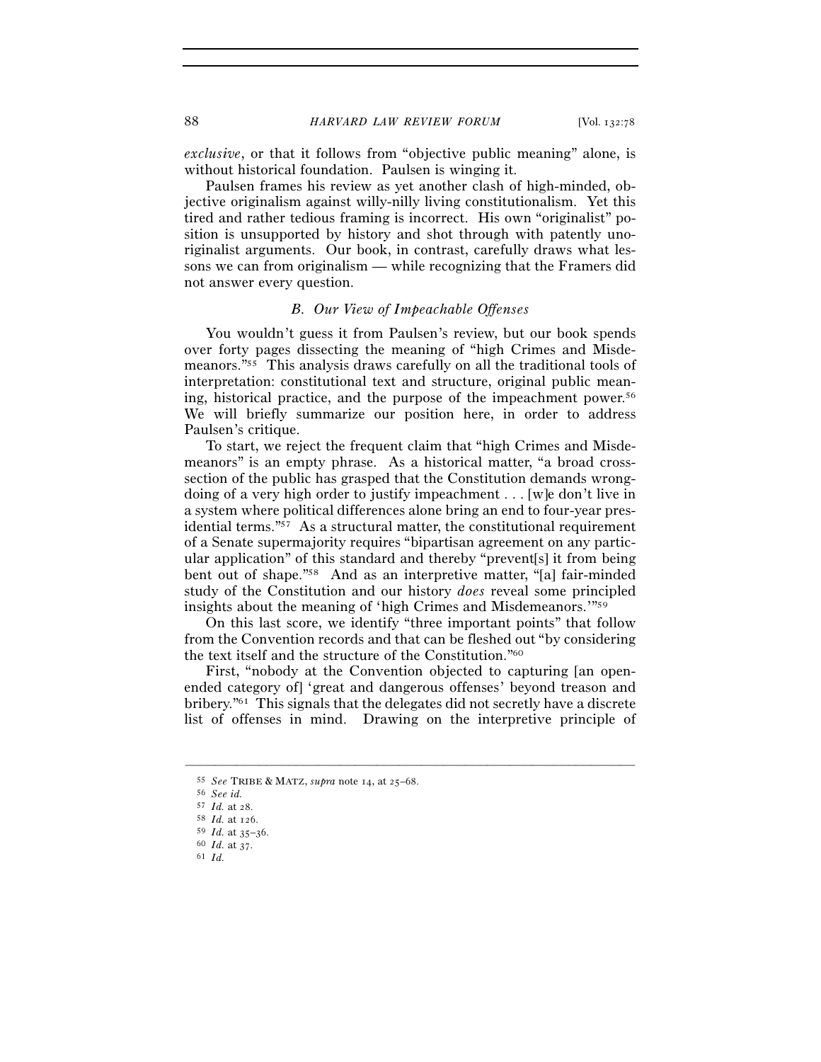*exclusive*, or that it follows from "objective public meaning" alone, is without historical foundation. Paulsen is winging it.

Paulsen frames his review as yet another clash of high-minded, objective originalism against willy-nilly living constitutionalism. Yet this tired and rather tedious framing is incorrect. His own "originalist" position is unsupported by history and shot through with patently unoriginalist arguments. Our book, in contrast, carefully draws what lessons we can from originalism — while recognizing that the Framers did not answer every question.

### *B. Our View of Impeachable Offenses*

You wouldn't guess it from Paulsen's review, but our book spends over forty pages dissecting the meaning of "high Crimes and Misdemeanors."[55] This analysis draws carefully on all the traditional tools of interpretation: constitutional text and structure, original public meaning, historical practice, and the purpose of the impeachment power.[56] We will briefly summarize our position here, in order to address Paulsen's critique.

To start, we reject the frequent claim that "high Crimes and Misdemeanors" is an empty phrase. As a historical matter, "a broad cross-section of the public has grasped that the Constitution demands wrongdoing of a very high order to justify impeachment . . . [w]e don't live in a system where political differences alone bring an end to four-year presidential terms."[57] As a structural matter, the constitutional requirement of a Senate supermajority requires "bipartisan agreement on any particular application" of this standard and thereby "prevent[s] it from being bent out of shape."[58] And as an interpretive matter, "[a] fair-minded study of the Constitution and our history *does* reveal some principled insights about the meaning of 'high Crimes and Misdemeanors.'"[59]

On this last score, we identify "three important points" that follow from the Convention records and that can be fleshed out "by considering the text itself and the structure of the Constitution."[60]

First, "nobody at the Convention objected to capturing [an open-ended category of] 'great and dangerous offenses' beyond treason and bribery."[61] This signals that the delegates did not secretly have a discrete list of offenses in mind. Drawing on the interpretive principle of

---

[55] *See* TRIBE & MATZ, *supra* note 14, at 25–68.

[56] *See id.*

[57] *Id.* at 28.

[58] *Id.* at 126.

[59] *Id.* at 35–36.

[60] *Id.* at 37.

[61] *Id.*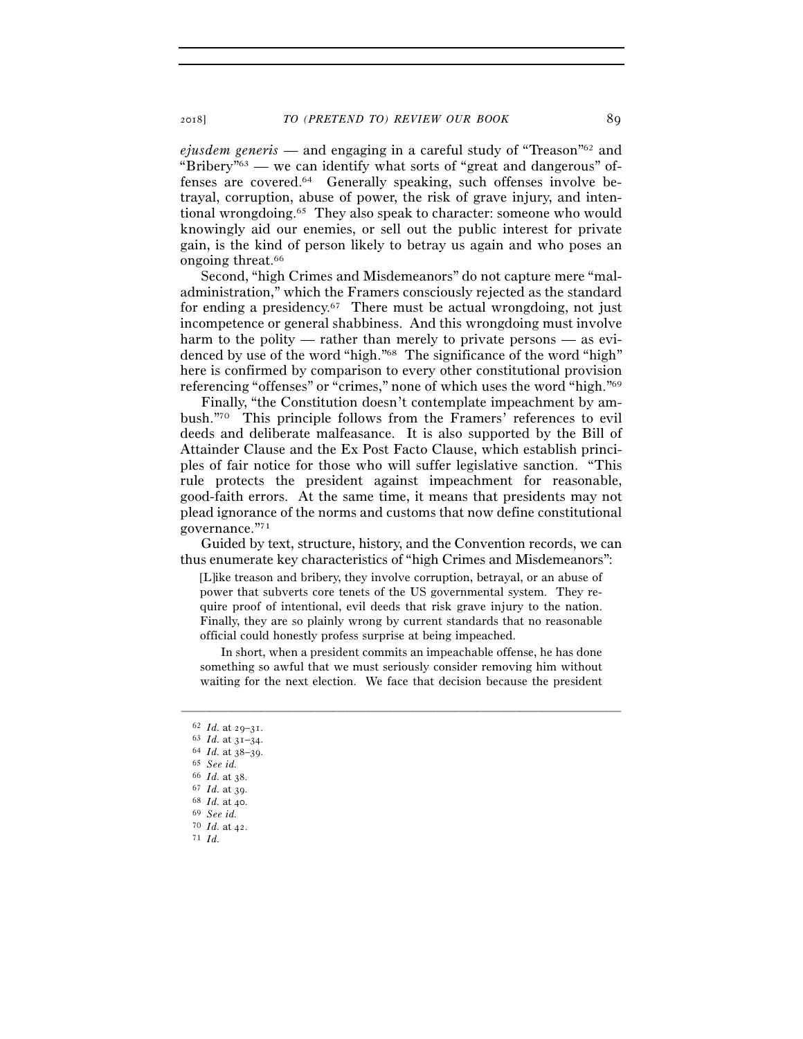*ejusdem generis* — and engaging in a careful study of "Treason"[62] and "Bribery"[63] — we can identify what sorts of "great and dangerous" offenses are covered.[64] Generally speaking, such offenses involve betrayal, corruption, abuse of power, the risk of grave injury, and intentional wrongdoing.[65] They also speak to character: someone who would knowingly aid our enemies, or sell out the public interest for private gain, is the kind of person likely to betray us again and who poses an ongoing threat.[66]

Second, "high Crimes and Misdemeanors" do not capture mere "maladministration," which the Framers consciously rejected as the standard for ending a presidency.[67] There must be actual wrongdoing, not just incompetence or general shabbiness. And this wrongdoing must involve harm to the polity — rather than merely to private persons — as evidenced by use of the word "high."[68] The significance of the word "high" here is confirmed by comparison to every other constitutional provision referencing "offenses" or "crimes," none of which uses the word "high."[69]

Finally, "the Constitution doesn't contemplate impeachment by ambush."[70] This principle follows from the Framers' references to evil deeds and deliberate malfeasance. It is also supported by the Bill of Attainder Clause and the Ex Post Facto Clause, which establish principles of fair notice for those who will suffer legislative sanction. "This rule protects the president against impeachment for reasonable, good-faith errors. At the same time, it means that presidents may not plead ignorance of the norms and customs that now define constitutional governance."[71]

Guided by text, structure, history, and the Convention records, we can thus enumerate key characteristics of "high Crimes and Misdemeanors":

> [L]ike treason and bribery, they involve corruption, betrayal, or an abuse of power that subverts core tenets of the US governmental system. They require proof of intentional, evil deeds that risk grave injury to the nation. Finally, they are so plainly wrong by current standards that no reasonable official could honestly profess surprise at being impeached.
>
> In short, when a president commits an impeachable offense, he has done something so awful that we must seriously consider removing him without waiting for the next election. We face that decision because the president

---

[62] *Id.* at 29–31.
[63] *Id.* at 31–34.
[64] *Id.* at 38–39.
[65] *See id.*
[66] *Id.* at 38.
[67] *Id.* at 39.
[68] *Id.* at 40.
[69] *See id.*
[70] *Id.* at 42.
[71] *Id.*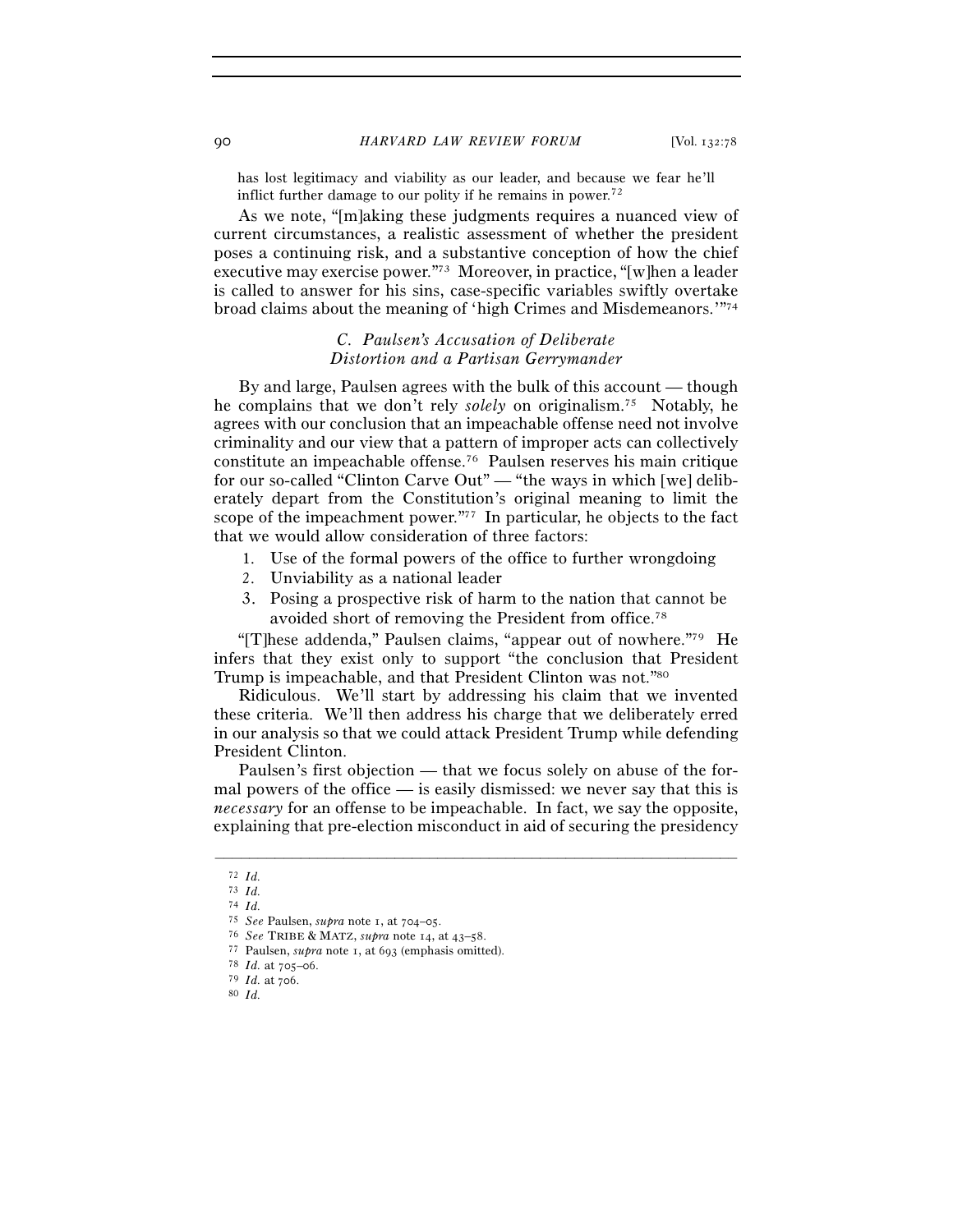has lost legitimacy and viability as our leader, and because we fear he'll inflict further damage to our polity if he remains in power.[72]

As we note, "[m]aking these judgments requires a nuanced view of current circumstances, a realistic assessment of whether the president poses a continuing risk, and a substantive conception of how the chief executive may exercise power."[73] Moreover, in practice, "[w]hen a leader is called to answer for his sins, case-specific variables swiftly overtake broad claims about the meaning of 'high Crimes and Misdemeanors.'"[74]

### *C. Paulsen's Accusation of Deliberate Distortion and a Partisan Gerrymander*

By and large, Paulsen agrees with the bulk of this account — though he complains that we don't rely *solely* on originalism.[75] Notably, he agrees with our conclusion that an impeachable offense need not involve criminality and our view that a pattern of improper acts can collectively constitute an impeachable offense.[76] Paulsen reserves his main critique for our so-called "Clinton Carve Out" — "the ways in which [we] deliberately depart from the Constitution's original meaning to limit the scope of the impeachment power."[77] In particular, he objects to the fact that we would allow consideration of three factors:

1. Use of the formal powers of the office to further wrongdoing
2. Unviability as a national leader
3. Posing a prospective risk of harm to the nation that cannot be avoided short of removing the President from office.[78]

"[T]hese addenda," Paulsen claims, "appear out of nowhere."[79] He infers that they exist only to support "the conclusion that President Trump is impeachable, and that President Clinton was not."[80]

Ridiculous. We'll start by addressing his claim that we invented these criteria. We'll then address his charge that we deliberately erred in our analysis so that we could attack President Trump while defending President Clinton.

Paulsen's first objection — that we focus solely on abuse of the formal powers of the office — is easily dismissed: we never say that this is *necessary* for an offense to be impeachable. In fact, we say the opposite, explaining that pre-election misconduct in aid of securing the presidency

---

[72] *Id.*

[73] *Id.*

[74] *Id.*

[75] *See* Paulsen, *supra* note 1, at 704–05.

[76] *See* TRIBE & MATZ, *supra* note 14, at 43–58.

[77] Paulsen, *supra* note 1, at 693 (emphasis omitted).

[78] *Id.* at 705–06.

[79] *Id.* at 706.

[80] *Id.*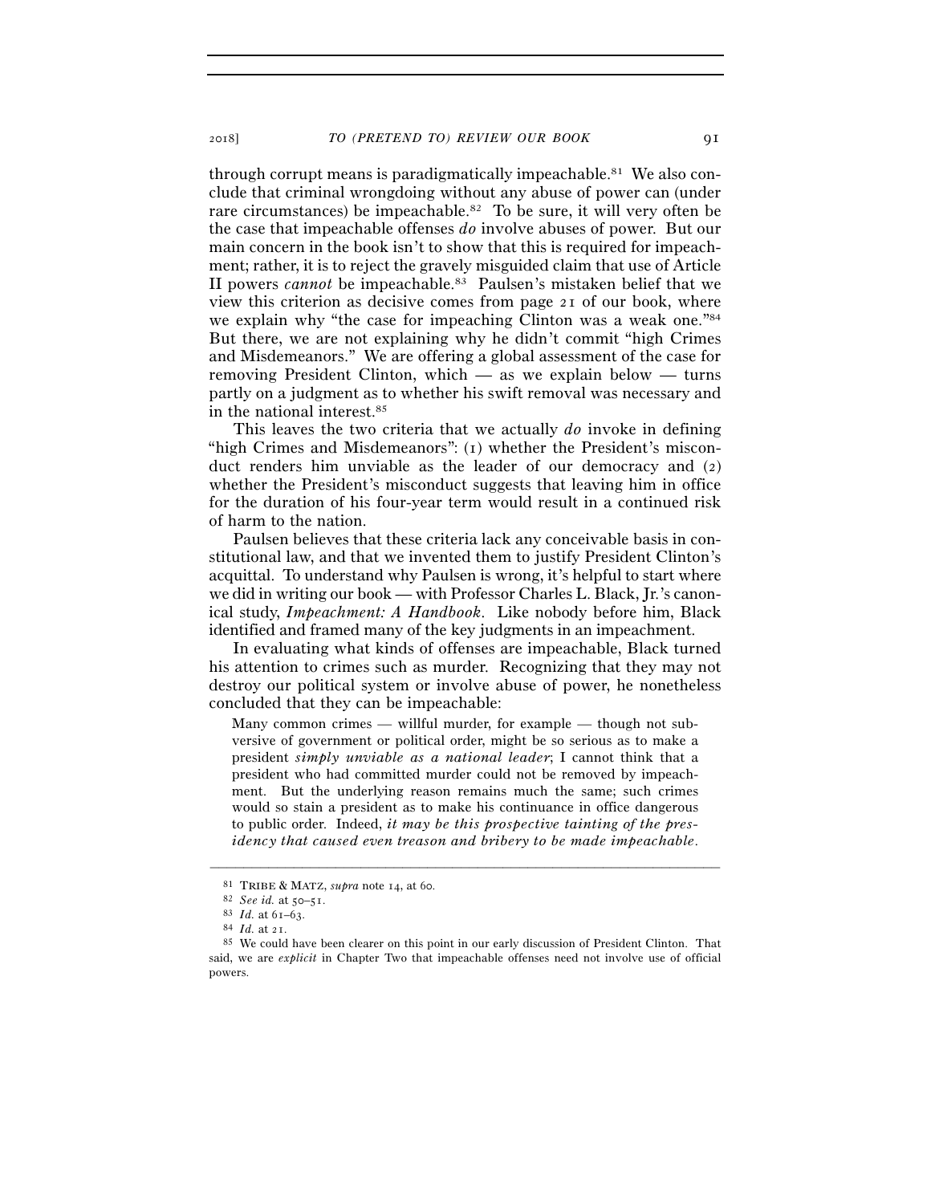through corrupt means is paradigmatically impeachable.[81] We also conclude that criminal wrongdoing without any abuse of power can (under rare circumstances) be impeachable.[82] To be sure, it will very often be the case that impeachable offenses *do* involve abuses of power. But our main concern in the book isn't to show that this is required for impeachment; rather, it is to reject the gravely misguided claim that use of Article II powers *cannot* be impeachable.[83] Paulsen's mistaken belief that we view this criterion as decisive comes from page 21 of our book, where we explain why "the case for impeaching Clinton was a weak one."[84] But there, we are not explaining why he didn't commit "high Crimes and Misdemeanors." We are offering a global assessment of the case for removing President Clinton, which — as we explain below — turns partly on a judgment as to whether his swift removal was necessary and in the national interest.[85]

This leaves the two criteria that we actually *do* invoke in defining "high Crimes and Misdemeanors": (1) whether the President's misconduct renders him unviable as the leader of our democracy and (2) whether the President's misconduct suggests that leaving him in office for the duration of his four-year term would result in a continued risk of harm to the nation.

Paulsen believes that these criteria lack any conceivable basis in constitutional law, and that we invented them to justify President Clinton's acquittal. To understand why Paulsen is wrong, it's helpful to start where we did in writing our book — with Professor Charles L. Black, Jr.'s canonical study, *Impeachment: A Handbook*. Like nobody before him, Black identified and framed many of the key judgments in an impeachment.

In evaluating what kinds of offenses are impeachable, Black turned his attention to crimes such as murder. Recognizing that they may not destroy our political system or involve abuse of power, he nonetheless concluded that they can be impeachable:

> Many common crimes — willful murder, for example — though not subversive of government or political order, might be so serious as to make a president *simply unviable as a national leader*; I cannot think that a president who had committed murder could not be removed by impeachment. But the underlying reason remains much the same; such crimes would so stain a president as to make his continuance in office dangerous to public order. Indeed, *it may be this prospective tainting of the presidency that caused even treason and bribery to be made impeachable*.

---

[81] TRIBE & MATZ, *supra* note 14, at 60.

[82] *See id.* at 50–51.

[83] *Id.* at 61–63.

[84] *Id.* at 21.

[85] We could have been clearer on this point in our early discussion of President Clinton. That said, we are *explicit* in Chapter Two that impeachable offenses need not involve use of official powers.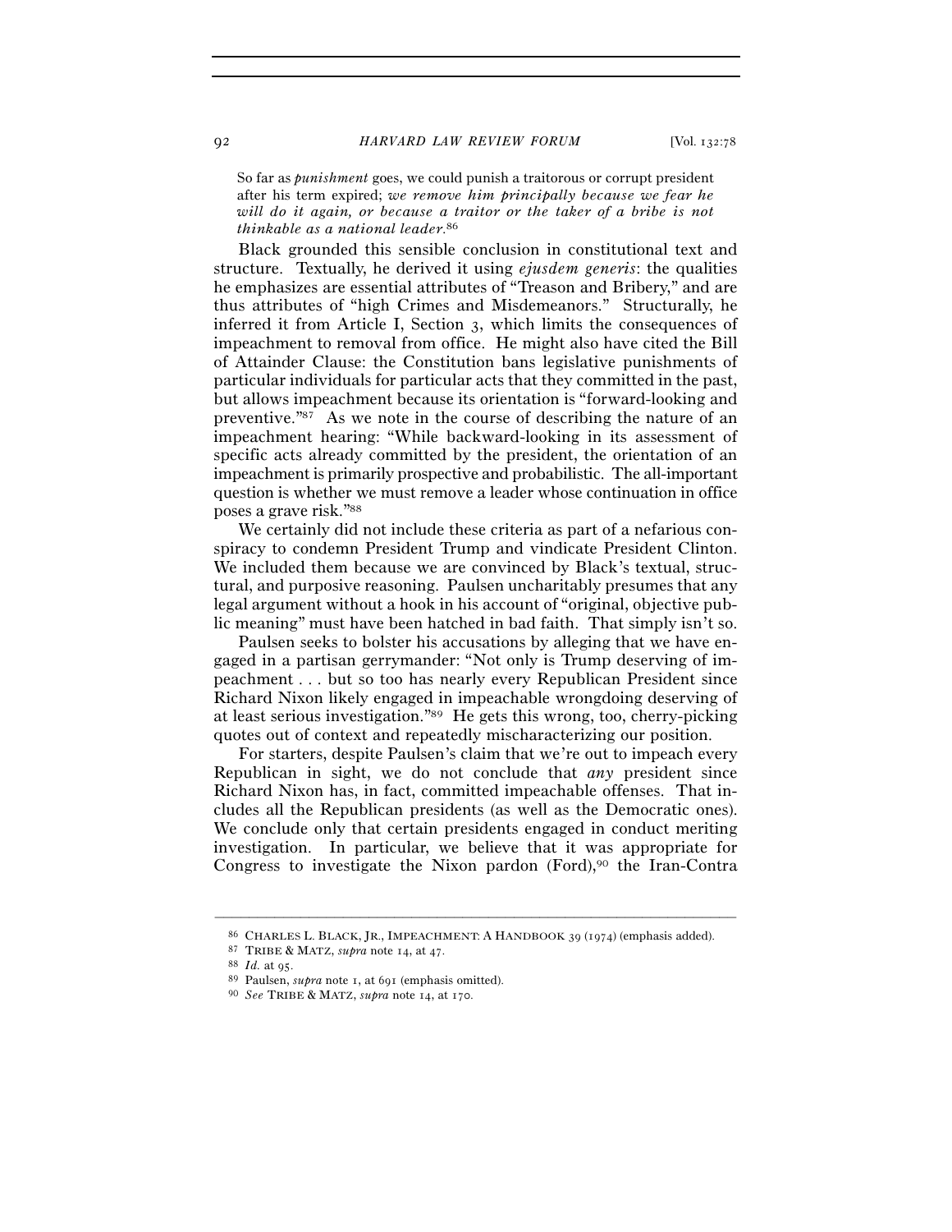> So far as *punishment* goes, we could punish a traitorous or corrupt president after his term expired; *we remove him principally because we fear he will do it again, or because a traitor or the taker of a bribe is not thinkable as a national leader*.[86]

Black grounded this sensible conclusion in constitutional text and structure. Textually, he derived it using *ejusdem generis*: the qualities he emphasizes are essential attributes of "Treason and Bribery," and are thus attributes of "high Crimes and Misdemeanors." Structurally, he inferred it from Article I, Section 3, which limits the consequences of impeachment to removal from office. He might also have cited the Bill of Attainder Clause: the Constitution bans legislative punishments of particular individuals for particular acts that they committed in the past, but allows impeachment because its orientation is "forward-looking and preventive."[87] As we note in the course of describing the nature of an impeachment hearing: "While backward-looking in its assessment of specific acts already committed by the president, the orientation of an impeachment is primarily prospective and probabilistic. The all-important question is whether we must remove a leader whose continuation in office poses a grave risk."[88]

We certainly did not include these criteria as part of a nefarious conspiracy to condemn President Trump and vindicate President Clinton. We included them because we are convinced by Black's textual, structural, and purposive reasoning. Paulsen uncharitably presumes that any legal argument without a hook in his account of "original, objective public meaning" must have been hatched in bad faith. That simply isn't so.

Paulsen seeks to bolster his accusations by alleging that we have engaged in a partisan gerrymander: "Not only is Trump deserving of impeachment . . . but so too has nearly every Republican President since Richard Nixon likely engaged in impeachable wrongdoing deserving of at least serious investigation."[89] He gets this wrong, too, cherry-picking quotes out of context and repeatedly mischaracterizing our position.

For starters, despite Paulsen's claim that we're out to impeach every Republican in sight, we do not conclude that *any* president since Richard Nixon has, in fact, committed impeachable offenses. That includes all the Republican presidents (as well as the Democratic ones). We conclude only that certain presidents engaged in conduct meriting investigation. In particular, we believe that it was appropriate for Congress to investigate the Nixon pardon (Ford),[90] the Iran-Contra

---

[86] CHARLES L. BLACK, JR., IMPEACHMENT: A HANDBOOK 39 (1974) (emphasis added).

[87] TRIBE & MATZ, *supra* note 14, at 47.

[88] *Id.* at 95.

[89] Paulsen, *supra* note 1, at 691 (emphasis omitted).

[90] *See* TRIBE & MATZ, *supra* note 14, at 170.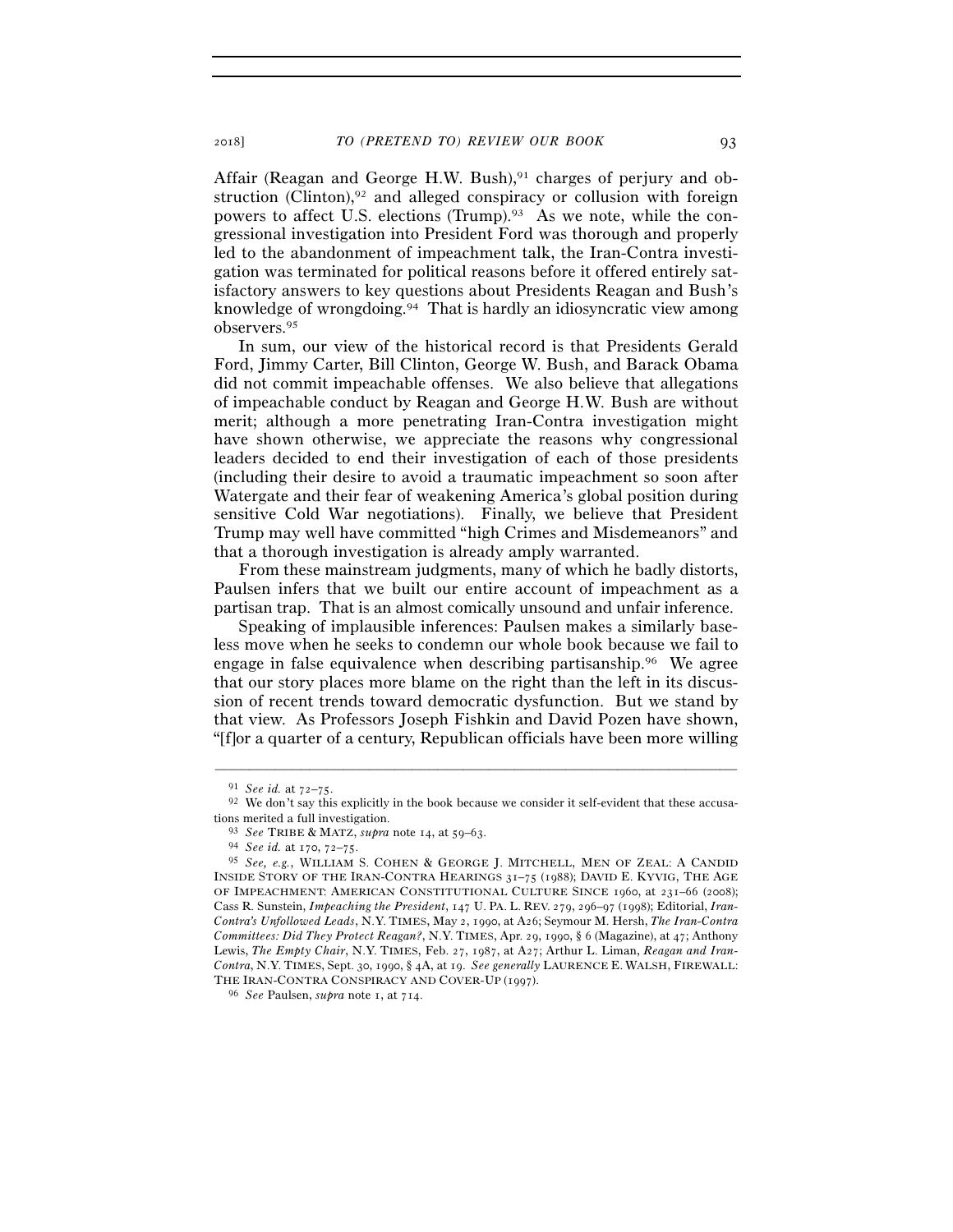Affair (Reagan and George H.W. Bush),[91] charges of perjury and obstruction (Clinton),[92] and alleged conspiracy or collusion with foreign powers to affect U.S. elections (Trump).[93] As we note, while the congressional investigation into President Ford was thorough and properly led to the abandonment of impeachment talk, the Iran-Contra investigation was terminated for political reasons before it offered entirely satisfactory answers to key questions about Presidents Reagan and Bush's knowledge of wrongdoing.[94] That is hardly an idiosyncratic view among observers.[95]

In sum, our view of the historical record is that Presidents Gerald Ford, Jimmy Carter, Bill Clinton, George W. Bush, and Barack Obama did not commit impeachable offenses. We also believe that allegations of impeachable conduct by Reagan and George H.W. Bush are without merit; although a more penetrating Iran-Contra investigation might have shown otherwise, we appreciate the reasons why congressional leaders decided to end their investigation of each of those presidents (including their desire to avoid a traumatic impeachment so soon after Watergate and their fear of weakening America's global position during sensitive Cold War negotiations). Finally, we believe that President Trump may well have committed "high Crimes and Misdemeanors" and that a thorough investigation is already amply warranted.

From these mainstream judgments, many of which he badly distorts, Paulsen infers that we built our entire account of impeachment as a partisan trap. That is an almost comically unsound and unfair inference.

Speaking of implausible inferences: Paulsen makes a similarly baseless move when he seeks to condemn our whole book because we fail to engage in false equivalence when describing partisanship.[96] We agree that our story places more blame on the right than the left in its discussion of recent trends toward democratic dysfunction. But we stand by that view. As Professors Joseph Fishkin and David Pozen have shown, "[f]or a quarter of a century, Republican officials have been more willing

---

[91] *See id.* at 72–75.

[92] We don't say this explicitly in the book because we consider it self-evident that these accusations merited a full investigation.

[93] *See* TRIBE & MATZ, *supra* note 14, at 59–63.

[94] *See id.* at 170, 72–75.

[95] *See, e.g.*, WILLIAM S. COHEN & GEORGE J. MITCHELL, MEN OF ZEAL: A CANDID INSIDE STORY OF THE IRAN-CONTRA HEARINGS 31–75 (1988); DAVID E. KYVIG, THE AGE OF IMPEACHMENT: AMERICAN CONSTITUTIONAL CULTURE SINCE 1960, at 231–66 (2008); Cass R. Sunstein, *Impeaching the President*, 147 U. PA. L. REV. 279, 296–97 (1998); Editorial, *Iran-Contra's Unfollowed Leads*, N.Y. TIMES, May 2, 1990, at A26; Seymour M. Hersh, *The Iran-Contra Committees: Did They Protect Reagan?*, N.Y. TIMES, Apr. 29, 1990, § 6 (Magazine), at 47; Anthony Lewis, *The Empty Chair*, N.Y. TIMES, Feb. 27, 1987, at A27; Arthur L. Liman, *Reagan and Iran-Contra*, N.Y. TIMES, Sept. 30, 1990, § 4A, at 19. *See generally* LAURENCE E. WALSH, FIREWALL: THE IRAN-CONTRA CONSPIRACY AND COVER-UP (1997).

[96] *See* Paulsen, *supra* note 1, at 714.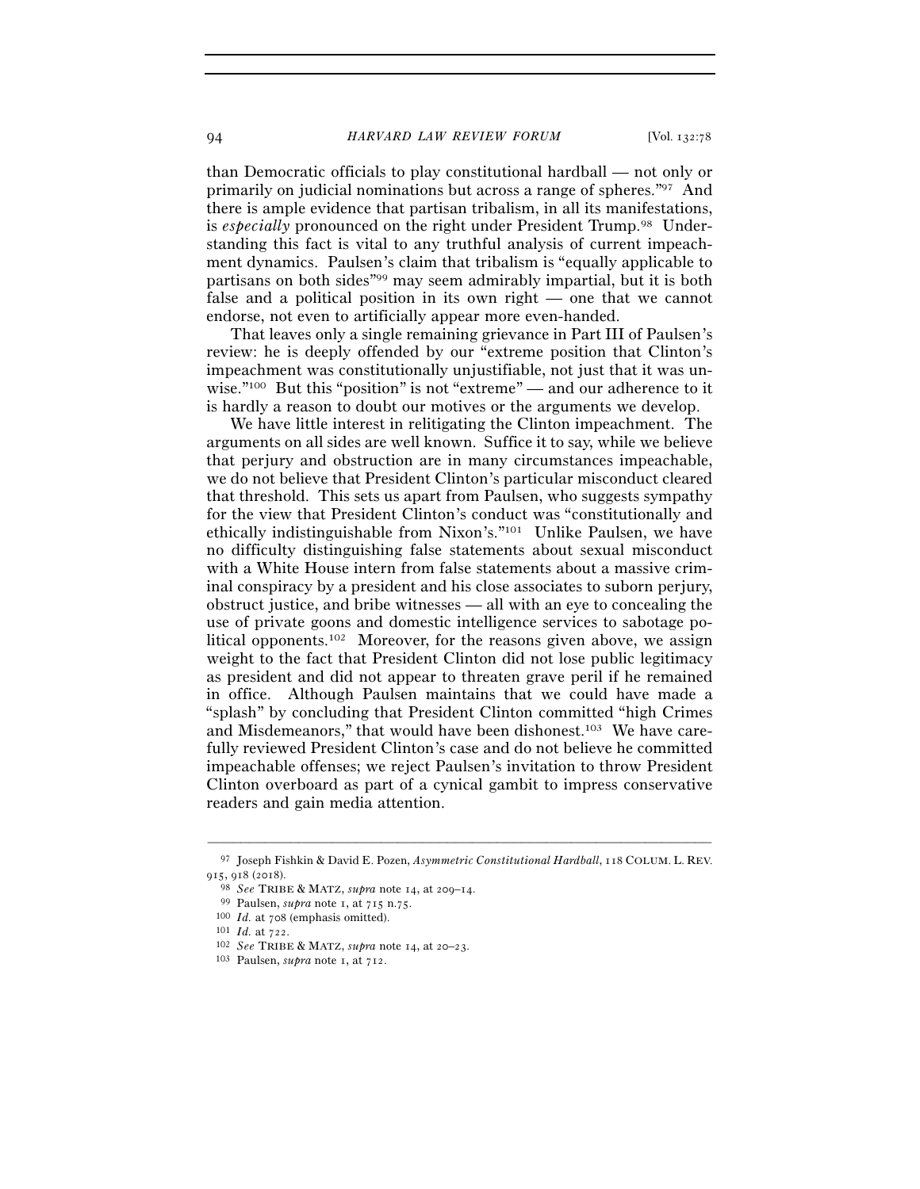than Democratic officials to play constitutional hardball — not only or primarily on judicial nominations but across a range of spheres."[97] And there is ample evidence that partisan tribalism, in all its manifestations, is *especially* pronounced on the right under President Trump.[98] Understanding this fact is vital to any truthful analysis of current impeachment dynamics. Paulsen's claim that tribalism is "equally applicable to partisans on both sides"[99] may seem admirably impartial, but it is both false and a political position in its own right — one that we cannot endorse, not even to artificially appear more even-handed.

That leaves only a single remaining grievance in Part III of Paulsen's review: he is deeply offended by our "extreme position that Clinton's impeachment was constitutionally unjustifiable, not just that it was unwise."[100] But this "position" is not "extreme" — and our adherence to it is hardly a reason to doubt our motives or the arguments we develop.

We have little interest in relitigating the Clinton impeachment. The arguments on all sides are well known. Suffice it to say, while we believe that perjury and obstruction are in many circumstances impeachable, we do not believe that President Clinton's particular misconduct cleared that threshold. This sets us apart from Paulsen, who suggests sympathy for the view that President Clinton's conduct was "constitutionally and ethically indistinguishable from Nixon's."[101] Unlike Paulsen, we have no difficulty distinguishing false statements about sexual misconduct with a White House intern from false statements about a massive criminal conspiracy by a president and his close associates to suborn perjury, obstruct justice, and bribe witnesses — all with an eye to concealing the use of private goons and domestic intelligence services to sabotage political opponents.[102] Moreover, for the reasons given above, we assign weight to the fact that President Clinton did not lose public legitimacy as president and did not appear to threaten grave peril if he remained in office. Although Paulsen maintains that we could have made a "splash" by concluding that President Clinton committed "high Crimes and Misdemeanors," that would have been dishonest.[103] We have carefully reviewed President Clinton's case and do not believe he committed impeachable offenses; we reject Paulsen's invitation to throw President Clinton overboard as part of a cynical gambit to impress conservative readers and gain media attention.

---

[97] Joseph Fishkin & David E. Pozen, *Asymmetric Constitutional Hardball*, 118 COLUM. L. REV. 915, 918 (2018).

[98] *See* TRIBE & MATZ, *supra* note 14, at 209–14.

[99] Paulsen, *supra* note 1, at 715 n.75.

[100] *Id.* at 708 (emphasis omitted).

[101] *Id.* at 722.

[102] *See* TRIBE & MATZ, *supra* note 14, at 20–23.

[103] Paulsen, *supra* note 1, at 712.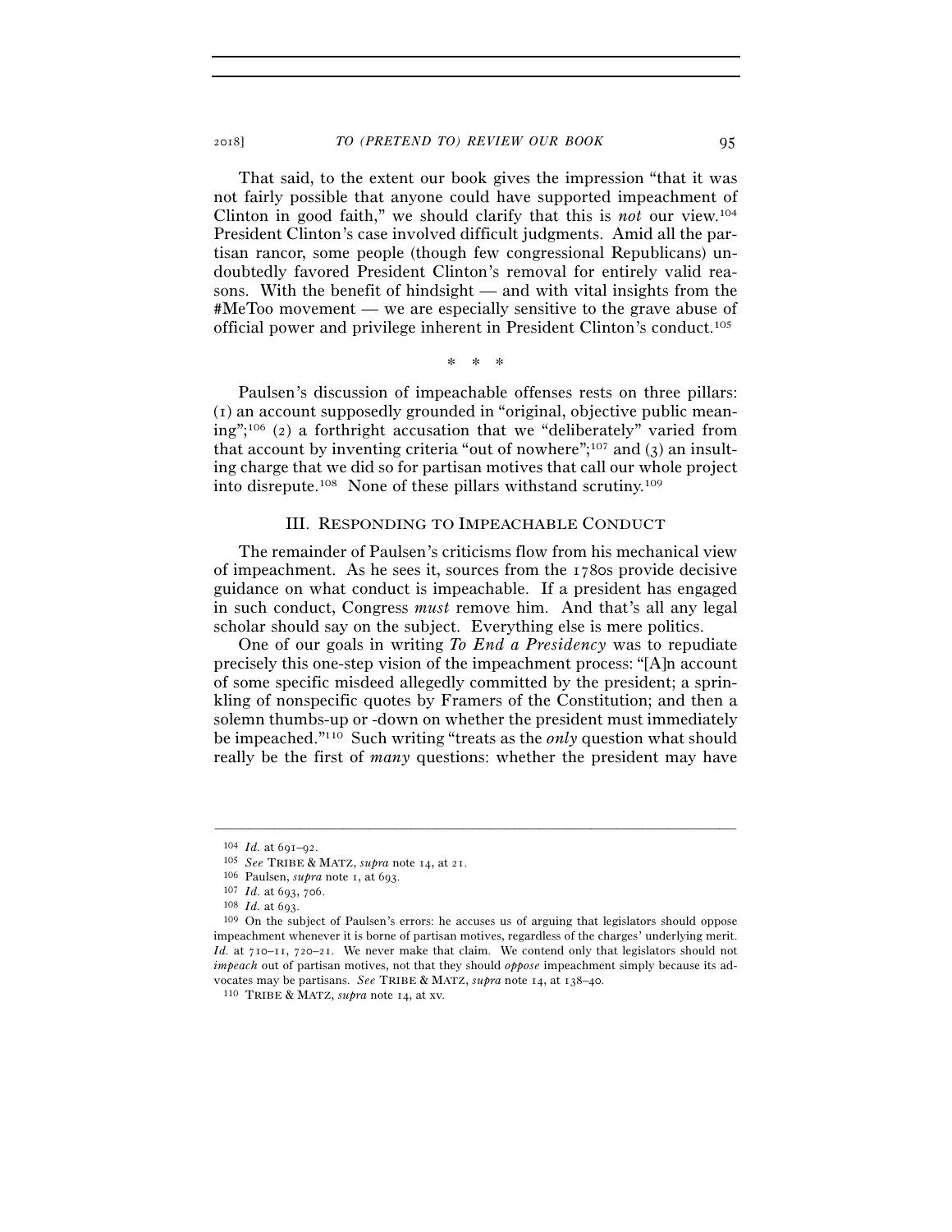That said, to the extent our book gives the impression "that it was not fairly possible that anyone could have supported impeachment of Clinton in good faith," we should clarify that this is *not* our view.[104] President Clinton's case involved difficult judgments. Amid all the partisan rancor, some people (though few congressional Republicans) undoubtedly favored President Clinton's removal for entirely valid reasons. With the benefit of hindsight — and with vital insights from the #MeToo movement — we are especially sensitive to the grave abuse of official power and privilege inherent in President Clinton's conduct.[105]

\* \* \*

Paulsen's discussion of impeachable offenses rests on three pillars: (1) an account supposedly grounded in "original, objective public meaning";[106] (2) a forthright accusation that we "deliberately" varied from that account by inventing criteria "out of nowhere";[107] and (3) an insulting charge that we did so for partisan motives that call our whole project into disrepute.[108] None of these pillars withstand scrutiny.[109]

## III. Responding to Impeachable Conduct

The remainder of Paulsen's criticisms flow from his mechanical view of impeachment. As he sees it, sources from the 1780s provide decisive guidance on what conduct is impeachable. If a president has engaged in such conduct, Congress *must* remove him. And that's all any legal scholar should say on the subject. Everything else is mere politics.

One of our goals in writing *To End a Presidency* was to repudiate precisely this one-step vision of the impeachment process: "[A]n account of some specific misdeed allegedly committed by the president; a sprinkling of nonspecific quotes by Framers of the Constitution; and then a solemn thumbs-up or -down on whether the president must immediately be impeached."[110] Such writing "treats as the *only* question what should really be the first of *many* questions: whether the president may have

---

[104] *Id.* at 691–92.

[105] *See* Tribe & Matz, *supra* note 14, at 21.

[106] Paulsen, *supra* note 1, at 693.

[107] *Id.* at 693, 706.

[108] *Id.* at 693.

[109] On the subject of Paulsen's errors: he accuses us of arguing that legislators should oppose impeachment whenever it is borne of partisan motives, regardless of the charges' underlying merit. *Id.* at 710–11, 720–21. We never make that claim. We contend only that legislators should not *impeach* out of partisan motives, not that they should *oppose* impeachment simply because its advocates may be partisans. *See* Tribe & Matz, *supra* note 14, at 138–40.

[110] Tribe & Matz, *supra* note 14, at xv.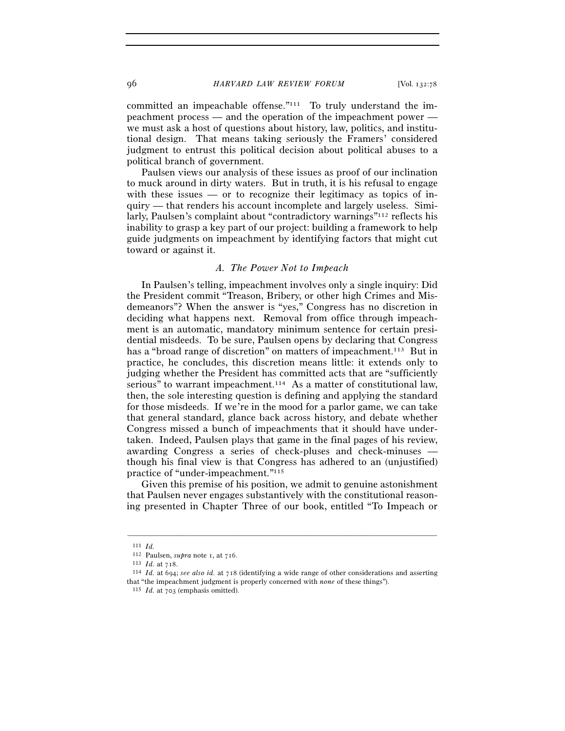committed an impeachable offense."[111] To truly understand the impeachment process — and the operation of the impeachment power — we must ask a host of questions about history, law, politics, and institutional design. That means taking seriously the Framers' considered judgment to entrust this political decision about political abuses to a political branch of government.

Paulsen views our analysis of these issues as proof of our inclination to muck around in dirty waters. But in truth, it is his refusal to engage with these issues — or to recognize their legitimacy as topics of inquiry — that renders his account incomplete and largely useless. Similarly, Paulsen's complaint about "contradictory warnings"[112] reflects his inability to grasp a key part of our project: building a framework to help guide judgments on impeachment by identifying factors that might cut toward or against it.

### *A. The Power Not to Impeach*

In Paulsen's telling, impeachment involves only a single inquiry: Did the President commit "Treason, Bribery, or other high Crimes and Misdemeanors"? When the answer is "yes," Congress has no discretion in deciding what happens next. Removal from office through impeachment is an automatic, mandatory minimum sentence for certain presidential misdeeds. To be sure, Paulsen opens by declaring that Congress has a "broad range of discretion" on matters of impeachment.[113] But in practice, he concludes, this discretion means little: it extends only to judging whether the President has committed acts that are "sufficiently serious" to warrant impeachment.[114] As a matter of constitutional law, then, the sole interesting question is defining and applying the standard for those misdeeds. If we're in the mood for a parlor game, we can take that general standard, glance back across history, and debate whether Congress missed a bunch of impeachments that it should have undertaken. Indeed, Paulsen plays that game in the final pages of his review, awarding Congress a series of check-pluses and check-minuses — though his final view is that Congress has adhered to an (unjustified) practice of "under-impeachment."[115]

Given this premise of his position, we admit to genuine astonishment that Paulsen never engages substantively with the constitutional reasoning presented in Chapter Three of our book, entitled "To Impeach or

---

[111] *Id.*

[112] Paulsen, *supra* note 1, at 716.

[113] *Id.* at 718.

[114] *Id.* at 694; *see also id.* at 718 (identifying a wide range of other considerations and asserting that "the impeachment judgment is properly concerned with *none* of these things").

[115] *Id.* at 703 (emphasis omitted).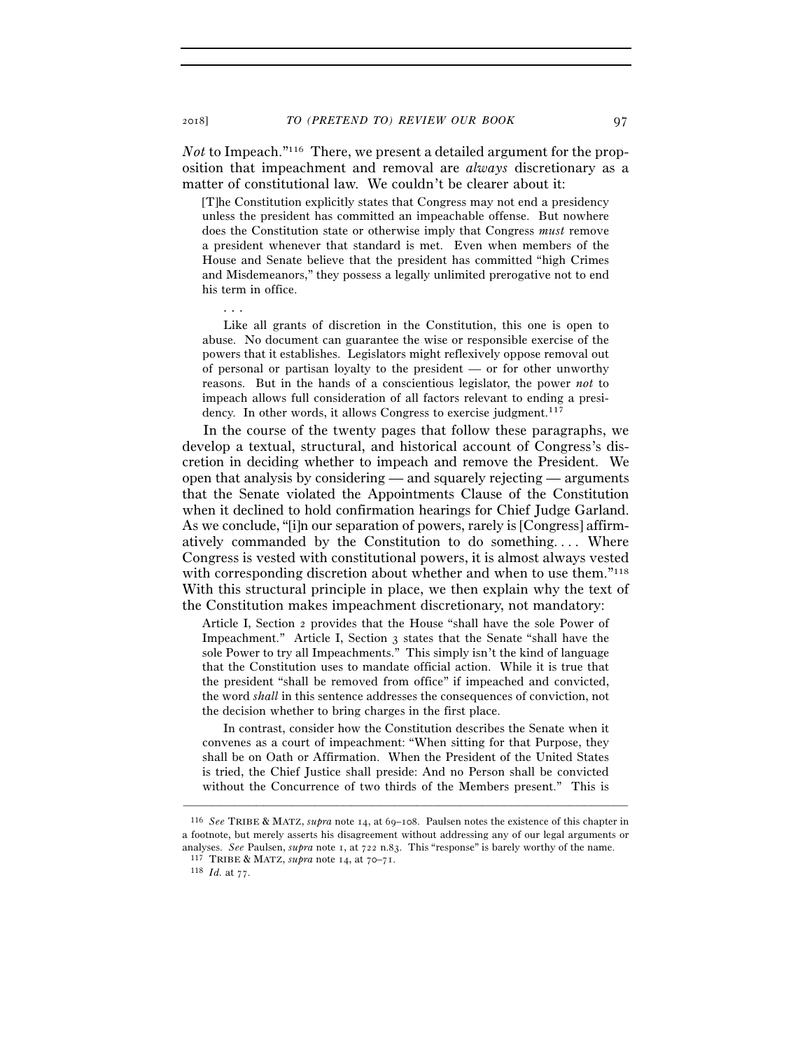*Not* to Impeach."[116] There, we present a detailed argument for the proposition that impeachment and removal are *always* discretionary as a matter of constitutional law. We couldn't be clearer about it:

> [T]he Constitution explicitly states that Congress may not end a presidency unless the president has committed an impeachable offense. But nowhere does the Constitution state or otherwise imply that Congress *must* remove a president whenever that standard is met. Even when members of the House and Senate believe that the president has committed "high Crimes and Misdemeanors," they possess a legally unlimited prerogative not to end his term in office.
>
> . . .
>
> Like all grants of discretion in the Constitution, this one is open to abuse. No document can guarantee the wise or responsible exercise of the powers that it establishes. Legislators might reflexively oppose removal out of personal or partisan loyalty to the president — or for other unworthy reasons. But in the hands of a conscientious legislator, the power *not* to impeach allows full consideration of all factors relevant to ending a presidency. In other words, it allows Congress to exercise judgment.[117]

In the course of the twenty pages that follow these paragraphs, we develop a textual, structural, and historical account of Congress's discretion in deciding whether to impeach and remove the President. We open that analysis by considering — and squarely rejecting — arguments that the Senate violated the Appointments Clause of the Constitution when it declined to hold confirmation hearings for Chief Judge Garland. As we conclude, "[i]n our separation of powers, rarely is [Congress] affirmatively commanded by the Constitution to do something. . . . Where Congress is vested with constitutional powers, it is almost always vested with corresponding discretion about whether and when to use them."[118] With this structural principle in place, we then explain why the text of the Constitution makes impeachment discretionary, not mandatory:

> Article I, Section 2 provides that the House "shall have the sole Power of Impeachment." Article I, Section 3 states that the Senate "shall have the sole Power to try all Impeachments." This simply isn't the kind of language that the Constitution uses to mandate official action. While it is true that the president "shall be removed from office" if impeached and convicted, the word *shall* in this sentence addresses the consequences of conviction, not the decision whether to bring charges in the first place.
>
> In contrast, consider how the Constitution describes the Senate when it convenes as a court of impeachment: "When sitting for that Purpose, they shall be on Oath or Affirmation. When the President of the United States is tried, the Chief Justice shall preside: And no Person shall be convicted without the Concurrence of two thirds of the Members present." This is

---

[116] *See* TRIBE & MATZ, *supra* note 14, at 69–108. Paulsen notes the existence of this chapter in a footnote, but merely asserts his disagreement without addressing any of our legal arguments or analyses. *See* Paulsen, *supra* note 1, at 722 n.83. This "response" is barely worthy of the name.

[117] TRIBE & MATZ, *supra* note 14, at 70–71.

[118] *Id.* at 77.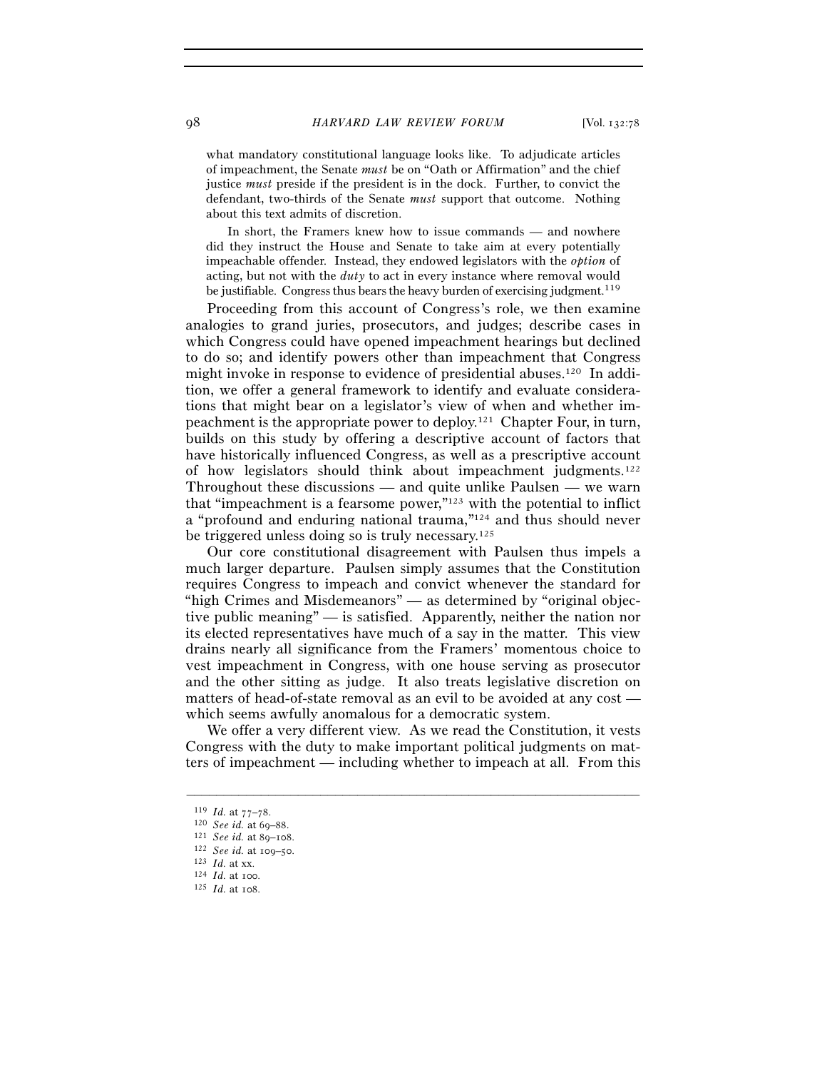> what mandatory constitutional language looks like. To adjudicate articles of impeachment, the Senate *must* be on "Oath or Affirmation" and the chief justice *must* preside if the president is in the dock. Further, to convict the defendant, two-thirds of the Senate *must* support that outcome. Nothing about this text admits of discretion.
>
> In short, the Framers knew how to issue commands — and nowhere did they instruct the House and Senate to take aim at every potentially impeachable offender. Instead, they endowed legislators with the *option* of acting, but not with the *duty* to act in every instance where removal would be justifiable. Congress thus bears the heavy burden of exercising judgment.[119]

Proceeding from this account of Congress's role, we then examine analogies to grand juries, prosecutors, and judges; describe cases in which Congress could have opened impeachment hearings but declined to do so; and identify powers other than impeachment that Congress might invoke in response to evidence of presidential abuses.[120] In addition, we offer a general framework to identify and evaluate considerations that might bear on a legislator's view of when and whether impeachment is the appropriate power to deploy.[121] Chapter Four, in turn, builds on this study by offering a descriptive account of factors that have historically influenced Congress, as well as a prescriptive account of how legislators should think about impeachment judgments.[122] Throughout these discussions — and quite unlike Paulsen — we warn that "impeachment is a fearsome power,"[123] with the potential to inflict a "profound and enduring national trauma,"[124] and thus should never be triggered unless doing so is truly necessary.[125]

Our core constitutional disagreement with Paulsen thus impels a much larger departure. Paulsen simply assumes that the Constitution requires Congress to impeach and convict whenever the standard for "high Crimes and Misdemeanors" — as determined by "original objective public meaning" — is satisfied. Apparently, neither the nation nor its elected representatives have much of a say in the matter. This view drains nearly all significance from the Framers' momentous choice to vest impeachment in Congress, with one house serving as prosecutor and the other sitting as judge. It also treats legislative discretion on matters of head-of-state removal as an evil to be avoided at any cost — which seems awfully anomalous for a democratic system.

We offer a very different view. As we read the Constitution, it vests Congress with the duty to make important political judgments on matters of impeachment — including whether to impeach at all. From this

---

[119] *Id.* at 77–78.

[120] *See id.* at 69–88.

[121] *See id.* at 89–108.

[122] *See id.* at 109–50.

[123] *Id.* at xx.

[124] *Id.* at 100.

[125] *Id.* at 108.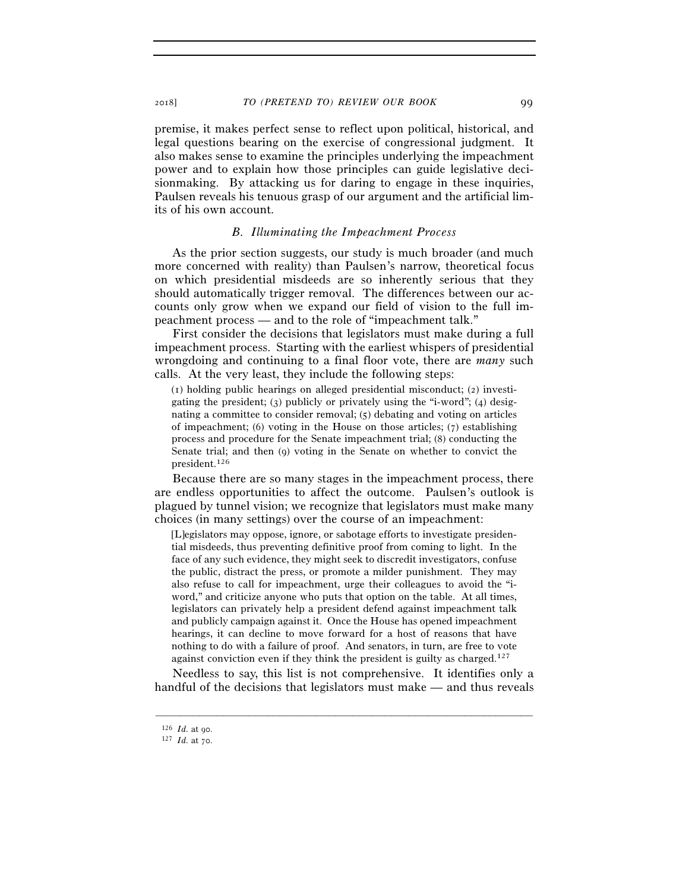premise, it makes perfect sense to reflect upon political, historical, and legal questions bearing on the exercise of congressional judgment. It also makes sense to examine the principles underlying the impeachment power and to explain how those principles can guide legislative decisionmaking. By attacking us for daring to engage in these inquiries, Paulsen reveals his tenuous grasp of our argument and the artificial limits of his own account.

### *B. Illuminating the Impeachment Process*

As the prior section suggests, our study is much broader (and much more concerned with reality) than Paulsen's narrow, theoretical focus on which presidential misdeeds are so inherently serious that they should automatically trigger removal. The differences between our accounts only grow when we expand our field of vision to the full impeachment process — and to the role of "impeachment talk."

First consider the decisions that legislators must make during a full impeachment process. Starting with the earliest whispers of presidential wrongdoing and continuing to a final floor vote, there are *many* such calls. At the very least, they include the following steps:

> (1) holding public hearings on alleged presidential misconduct; (2) investigating the president; (3) publicly or privately using the "i-word"; (4) designating a committee to consider removal; (5) debating and voting on articles of impeachment; (6) voting in the House on those articles; (7) establishing process and procedure for the Senate impeachment trial; (8) conducting the Senate trial; and then (9) voting in the Senate on whether to convict the president.[126]

Because there are so many stages in the impeachment process, there are endless opportunities to affect the outcome. Paulsen's outlook is plagued by tunnel vision; we recognize that legislators must make many choices (in many settings) over the course of an impeachment:

> [L]egislators may oppose, ignore, or sabotage efforts to investigate presidential misdeeds, thus preventing definitive proof from coming to light. In the face of any such evidence, they might seek to discredit investigators, confuse the public, distract the press, or promote a milder punishment. They may also refuse to call for impeachment, urge their colleagues to avoid the "i-word," and criticize anyone who puts that option on the table. At all times, legislators can privately help a president defend against impeachment talk and publicly campaign against it. Once the House has opened impeachment hearings, it can decline to move forward for a host of reasons that have nothing to do with a failure of proof. And senators, in turn, are free to vote against conviction even if they think the president is guilty as charged.[127]

Needless to say, this list is not comprehensive. It identifies only a handful of the decisions that legislators must make — and thus reveals

---

[126] *Id.* at 90.

[127] *Id.* at 70.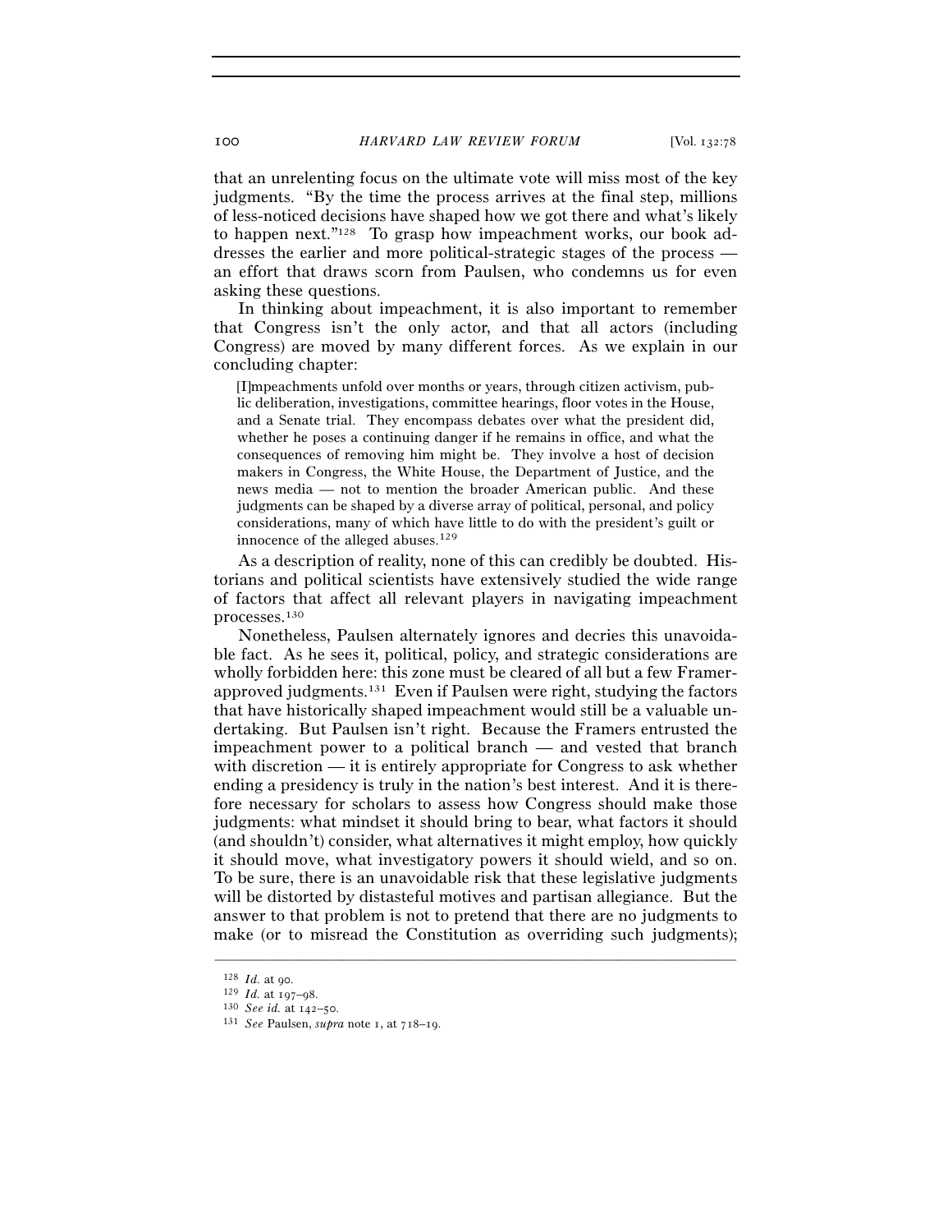that an unrelenting focus on the ultimate vote will miss most of the key judgments. "By the time the process arrives at the final step, millions of less-noticed decisions have shaped how we got there and what's likely to happen next."[128] To grasp how impeachment works, our book addresses the earlier and more political-strategic stages of the process — an effort that draws scorn from Paulsen, who condemns us for even asking these questions.

In thinking about impeachment, it is also important to remember that Congress isn't the only actor, and that all actors (including Congress) are moved by many different forces. As we explain in our concluding chapter:

> [I]mpeachments unfold over months or years, through citizen activism, public deliberation, investigations, committee hearings, floor votes in the House, and a Senate trial. They encompass debates over what the president did, whether he poses a continuing danger if he remains in office, and what the consequences of removing him might be. They involve a host of decision makers in Congress, the White House, the Department of Justice, and the news media — not to mention the broader American public. And these judgments can be shaped by a diverse array of political, personal, and policy considerations, many of which have little to do with the president's guilt or innocence of the alleged abuses.[129]

As a description of reality, none of this can credibly be doubted. Historians and political scientists have extensively studied the wide range of factors that affect all relevant players in navigating impeachment processes.[130]

Nonetheless, Paulsen alternately ignores and decries this unavoidable fact. As he sees it, political, policy, and strategic considerations are wholly forbidden here: this zone must be cleared of all but a few Framer-approved judgments.[131] Even if Paulsen were right, studying the factors that have historically shaped impeachment would still be a valuable undertaking. But Paulsen isn't right. Because the Framers entrusted the impeachment power to a political branch — and vested that branch with discretion — it is entirely appropriate for Congress to ask whether ending a presidency is truly in the nation's best interest. And it is therefore necessary for scholars to assess how Congress should make those judgments: what mindset it should bring to bear, what factors it should (and shouldn't) consider, what alternatives it might employ, how quickly it should move, what investigatory powers it should wield, and so on. To be sure, there is an unavoidable risk that these legislative judgments will be distorted by distasteful motives and partisan allegiance. But the answer to that problem is not to pretend that there are no judgments to make (or to misread the Constitution as overriding such judgments);

---

[128] *Id.* at 90.

[129] *Id.* at 197–98.

[130] *See id.* at 142–50.

[131] *See* Paulsen, *supra* note 1, at 718–19.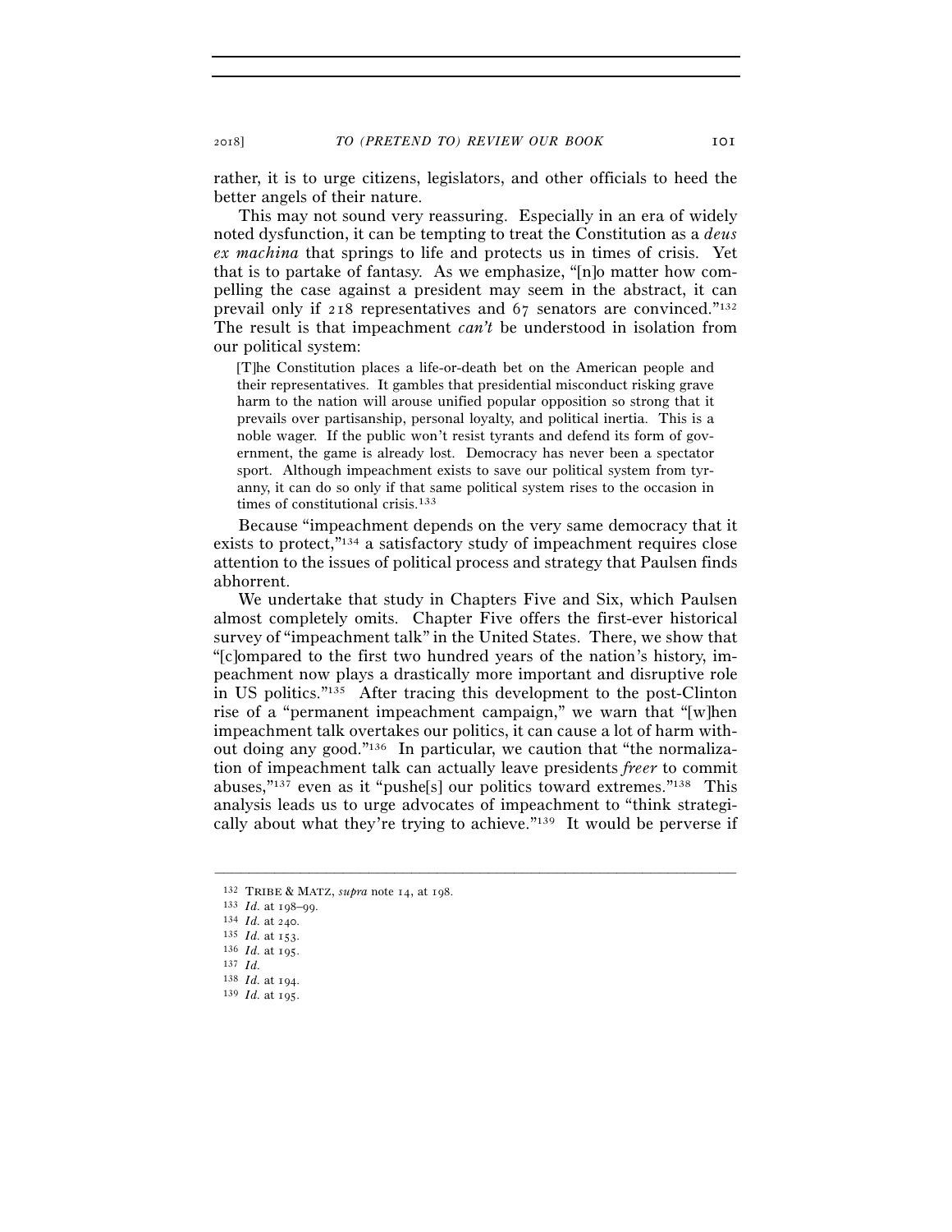rather, it is to urge citizens, legislators, and other officials to heed the better angels of their nature.

This may not sound very reassuring. Especially in an era of widely noted dysfunction, it can be tempting to treat the Constitution as a *deus ex machina* that springs to life and protects us in times of crisis. Yet that is to partake of fantasy. As we emphasize, "[n]o matter how compelling the case against a president may seem in the abstract, it can prevail only if 218 representatives and 67 senators are convinced."[132] The result is that impeachment *can't* be understood in isolation from our political system:

> [T]he Constitution places a life-or-death bet on the American people and their representatives. It gambles that presidential misconduct risking grave harm to the nation will arouse unified popular opposition so strong that it prevails over partisanship, personal loyalty, and political inertia. This is a noble wager. If the public won't resist tyrants and defend its form of government, the game is already lost. Democracy has never been a spectator sport. Although impeachment exists to save our political system from tyranny, it can do so only if that same political system rises to the occasion in times of constitutional crisis.[133]

Because "impeachment depends on the very same democracy that it exists to protect,"[134] a satisfactory study of impeachment requires close attention to the issues of political process and strategy that Paulsen finds abhorrent.

We undertake that study in Chapters Five and Six, which Paulsen almost completely omits. Chapter Five offers the first-ever historical survey of "impeachment talk" in the United States. There, we show that "[c]ompared to the first two hundred years of the nation's history, impeachment now plays a drastically more important and disruptive role in US politics."[135] After tracing this development to the post-Clinton rise of a "permanent impeachment campaign," we warn that "[w]hen impeachment talk overtakes our politics, it can cause a lot of harm without doing any good."[136] In particular, we caution that "the normalization of impeachment talk can actually leave presidents *freer* to commit abuses,"[137] even as it "pushe[s] our politics toward extremes."[138] This analysis leads us to urge advocates of impeachment to "think strategically about what they're trying to achieve."[139] It would be perverse if

---

[132] TRIBE & MATZ, *supra* note 14, at 198.
[133] *Id.* at 198–99.
[134] *Id.* at 240.
[135] *Id.* at 153.
[136] *Id.* at 195.
[137] *Id.*
[138] *Id.* at 194.
[139] *Id.* at 195.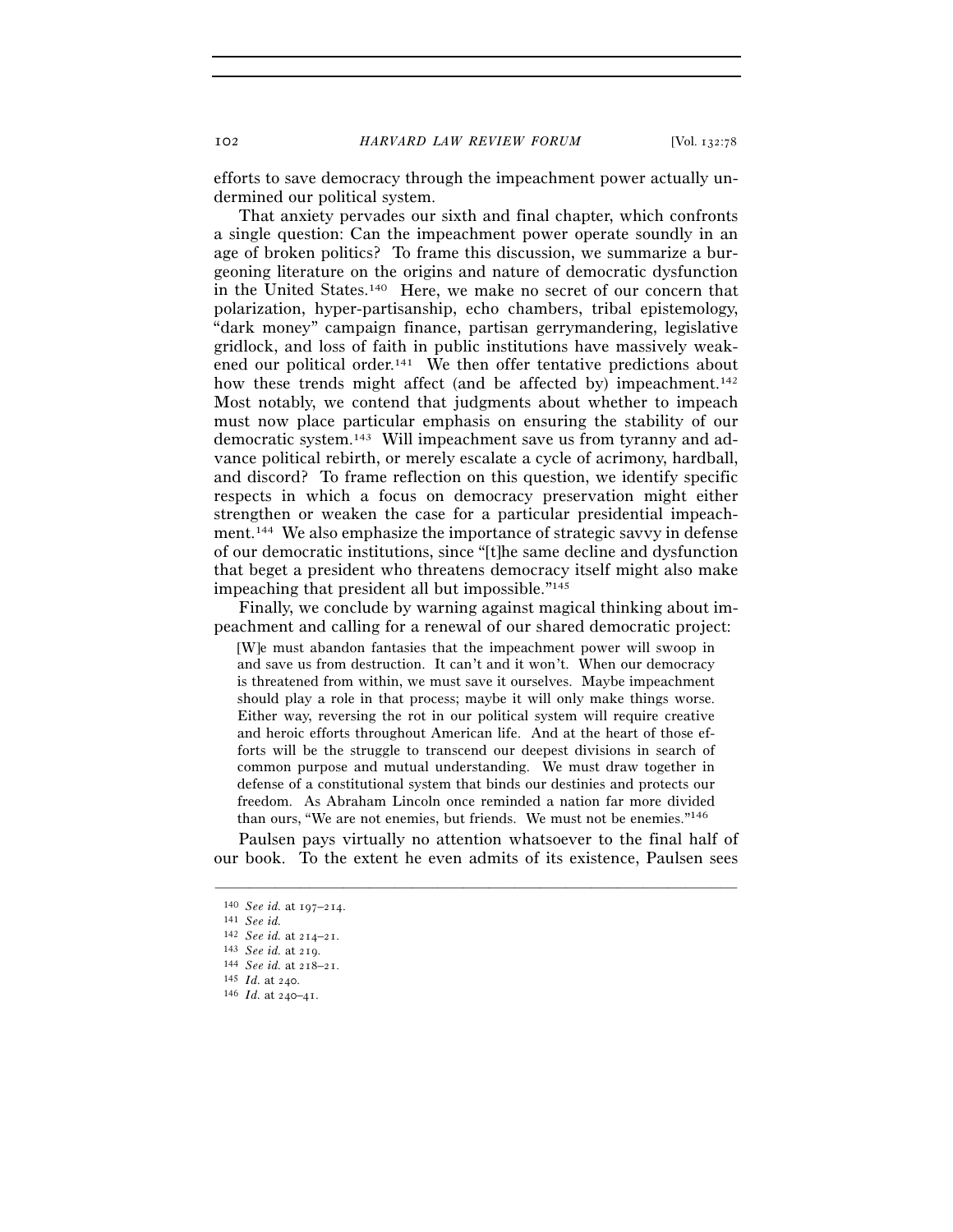efforts to save democracy through the impeachment power actually undermined our political system.

That anxiety pervades our sixth and final chapter, which confronts a single question: Can the impeachment power operate soundly in an age of broken politics? To frame this discussion, we summarize a burgeoning literature on the origins and nature of democratic dysfunction in the United States.[140] Here, we make no secret of our concern that polarization, hyper-partisanship, echo chambers, tribal epistemology, "dark money" campaign finance, partisan gerrymandering, legislative gridlock, and loss of faith in public institutions have massively weakened our political order.[141] We then offer tentative predictions about how these trends might affect (and be affected by) impeachment.[142] Most notably, we contend that judgments about whether to impeach must now place particular emphasis on ensuring the stability of our democratic system.[143] Will impeachment save us from tyranny and advance political rebirth, or merely escalate a cycle of acrimony, hardball, and discord? To frame reflection on this question, we identify specific respects in which a focus on democracy preservation might either strengthen or weaken the case for a particular presidential impeachment.[144] We also emphasize the importance of strategic savvy in defense of our democratic institutions, since "[t]he same decline and dysfunction that beget a president who threatens democracy itself might also make impeaching that president all but impossible."[145]

Finally, we conclude by warning against magical thinking about impeachment and calling for a renewal of our shared democratic project:

> [W]e must abandon fantasies that the impeachment power will swoop in and save us from destruction. It can't and it won't. When our democracy is threatened from within, we must save it ourselves. Maybe impeachment should play a role in that process; maybe it will only make things worse. Either way, reversing the rot in our political system will require creative and heroic efforts throughout American life. And at the heart of those efforts will be the struggle to transcend our deepest divisions in search of common purpose and mutual understanding. We must draw together in defense of a constitutional system that binds our destinies and protects our freedom. As Abraham Lincoln once reminded a nation far more divided than ours, "We are not enemies, but friends. We must not be enemies."[146]

Paulsen pays virtually no attention whatsoever to the final half of our book. To the extent he even admits of its existence, Paulsen sees

---

[140] *See id.* at 197–214.

[141] *See id.*

[142] *See id.* at 214–21.

[143] *See id.* at 219.

[144] *See id.* at 218–21.

[145] *Id.* at 240.

[146] *Id.* at 240–41.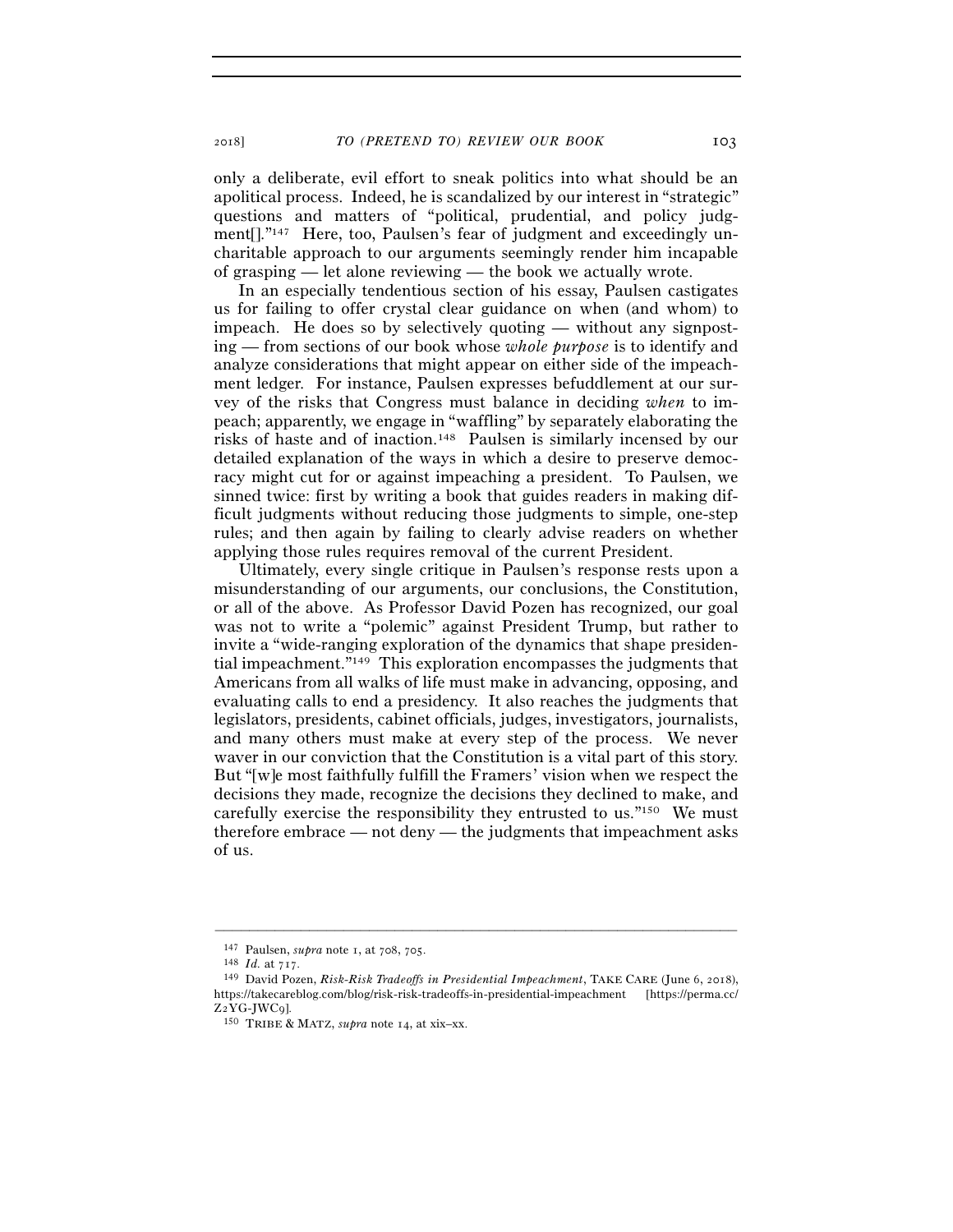only a deliberate, evil effort to sneak politics into what should be an apolitical process. Indeed, he is scandalized by our interest in "strategic" questions and matters of "political, prudential, and policy judgment[]."[147] Here, too, Paulsen's fear of judgment and exceedingly uncharitable approach to our arguments seemingly render him incapable of grasping — let alone reviewing — the book we actually wrote.

In an especially tendentious section of his essay, Paulsen castigates us for failing to offer crystal clear guidance on when (and whom) to impeach. He does so by selectively quoting — without any signposting — from sections of our book whose *whole purpose* is to identify and analyze considerations that might appear on either side of the impeachment ledger. For instance, Paulsen expresses befuddlement at our survey of the risks that Congress must balance in deciding *when* to impeach; apparently, we engage in "waffling" by separately elaborating the risks of haste and of inaction.[148] Paulsen is similarly incensed by our detailed explanation of the ways in which a desire to preserve democracy might cut for or against impeaching a president. To Paulsen, we sinned twice: first by writing a book that guides readers in making difficult judgments without reducing those judgments to simple, one-step rules; and then again by failing to clearly advise readers on whether applying those rules requires removal of the current President.

Ultimately, every single critique in Paulsen's response rests upon a misunderstanding of our arguments, our conclusions, the Constitution, or all of the above. As Professor David Pozen has recognized, our goal was not to write a "polemic" against President Trump, but rather to invite a "wide-ranging exploration of the dynamics that shape presidential impeachment."[149] This exploration encompasses the judgments that Americans from all walks of life must make in advancing, opposing, and evaluating calls to end a presidency. It also reaches the judgments that legislators, presidents, cabinet officials, judges, investigators, journalists, and many others must make at every step of the process. We never waver in our conviction that the Constitution is a vital part of this story. But "[w]e most faithfully fulfill the Framers' vision when we respect the decisions they made, recognize the decisions they declined to make, and carefully exercise the responsibility they entrusted to us."[150] We must therefore embrace — not deny — the judgments that impeachment asks of us.

---

[147] Paulsen, *supra* note 1, at 708, 705.

[148] *Id.* at 717.

[149] David Pozen, *Risk-Risk Tradeoffs in Presidential Impeachment*, TAKE CARE (June 6, 2018), https://takecareblog.com/blog/risk-risk-tradeoffs-in-presidential-impeachment [https://perma.cc/Z2YG-JWC9].

[150] TRIBE & MATZ, *supra* note 14, at xix–xx.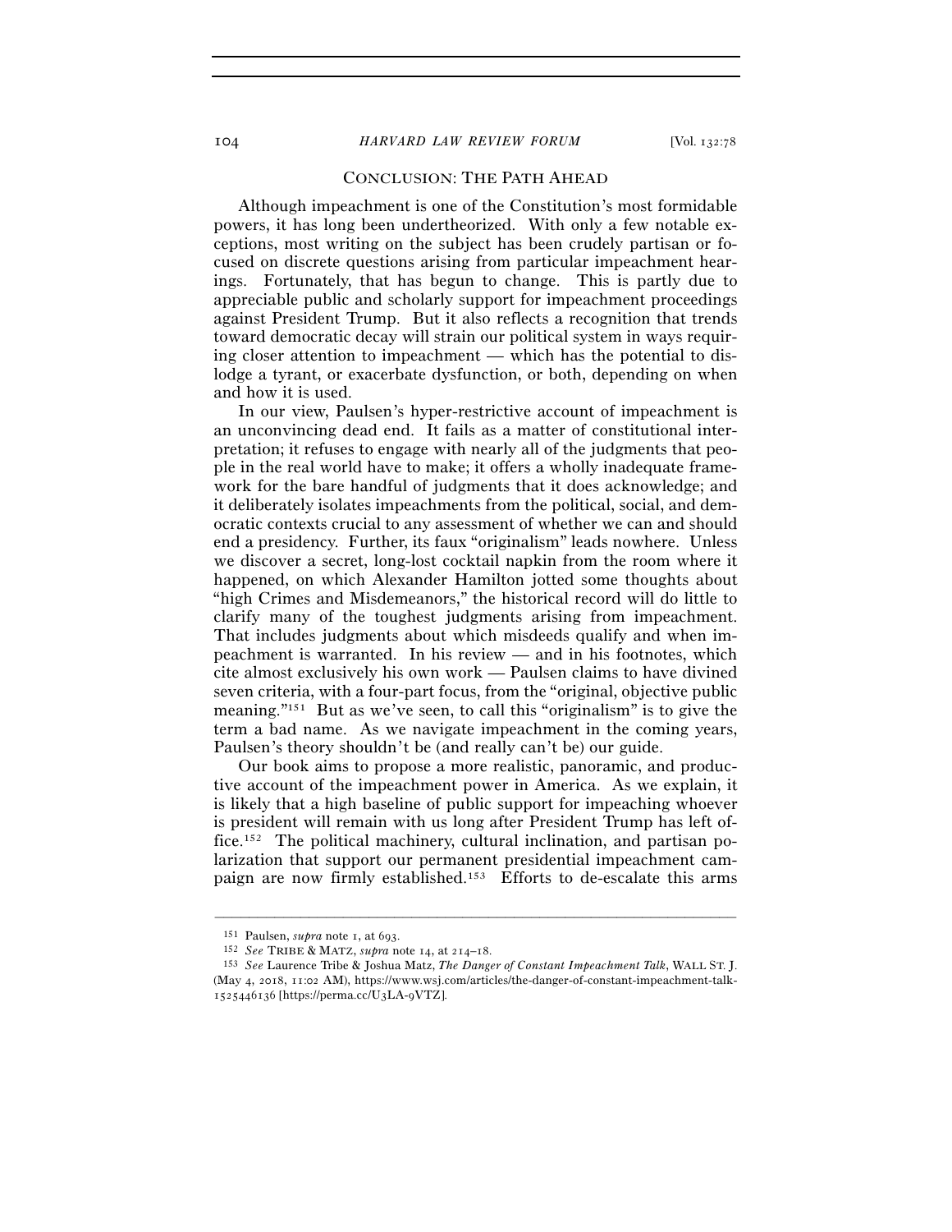## CONCLUSION: THE PATH AHEAD

Although impeachment is one of the Constitution's most formidable powers, it has long been undertheorized. With only a few notable exceptions, most writing on the subject has been crudely partisan or focused on discrete questions arising from particular impeachment hearings. Fortunately, that has begun to change. This is partly due to appreciable public and scholarly support for impeachment proceedings against President Trump. But it also reflects a recognition that trends toward democratic decay will strain our political system in ways requiring closer attention to impeachment — which has the potential to dislodge a tyrant, or exacerbate dysfunction, or both, depending on when and how it is used.

In our view, Paulsen's hyper-restrictive account of impeachment is an unconvincing dead end. It fails as a matter of constitutional interpretation; it refuses to engage with nearly all of the judgments that people in the real world have to make; it offers a wholly inadequate framework for the bare handful of judgments that it does acknowledge; and it deliberately isolates impeachments from the political, social, and democratic contexts crucial to any assessment of whether we can and should end a presidency. Further, its faux "originalism" leads nowhere. Unless we discover a secret, long-lost cocktail napkin from the room where it happened, on which Alexander Hamilton jotted some thoughts about "high Crimes and Misdemeanors," the historical record will do little to clarify many of the toughest judgments arising from impeachment. That includes judgments about which misdeeds qualify and when impeachment is warranted. In his review — and in his footnotes, which cite almost exclusively his own work — Paulsen claims to have divined seven criteria, with a four-part focus, from the "original, objective public meaning."[151] But as we've seen, to call this "originalism" is to give the term a bad name. As we navigate impeachment in the coming years, Paulsen's theory shouldn't be (and really can't be) our guide.

Our book aims to propose a more realistic, panoramic, and productive account of the impeachment power in America. As we explain, it is likely that a high baseline of public support for impeaching whoever is president will remain with us long after President Trump has left office.[152] The political machinery, cultural inclination, and partisan polarization that support our permanent presidential impeachment campaign are now firmly established.[153] Efforts to de-escalate this arms

---

[151] Paulsen, *supra* note 1, at 693.

[152] *See* TRIBE & MATZ, *supra* note 14, at 214–18.

[153] *See* Laurence Tribe & Joshua Matz, *The Danger of Constant Impeachment Talk*, WALL ST. J. (May 4, 2018, 11:02 AM), https://www.wsj.com/articles/the-danger-of-constant-impeachment-talk-1525446136 [https://perma.cc/U3LA-9VTZ].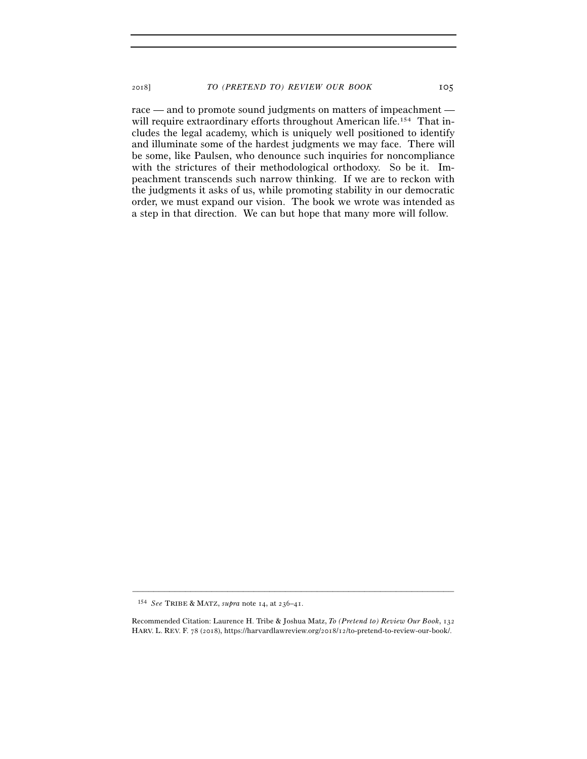race — and to promote sound judgments on matters of impeachment — will require extraordinary efforts throughout American life.[154] That includes the legal academy, which is uniquely well positioned to identify and illuminate some of the hardest judgments we may face. There will be some, like Paulsen, who denounce such inquiries for noncompliance with the strictures of their methodological orthodoxy. So be it. Impeachment transcends such narrow thinking. If we are to reckon with the judgments it asks of us, while promoting stability in our democratic order, we must expand our vision. The book we wrote was intended as a step in that direction. We can but hope that many more will follow.

---

[154] *See* TRIBE & MATZ, *supra* note 14, at 236–41.

Recommended Citation: Laurence H. Tribe & Joshua Matz, ***To (Pretend to) Review Our Book***, 132 HARV. L. REV. F. 78 (2018), https://harvardlawreview.org/2018/12/to-pretend-to-review-our-book/.